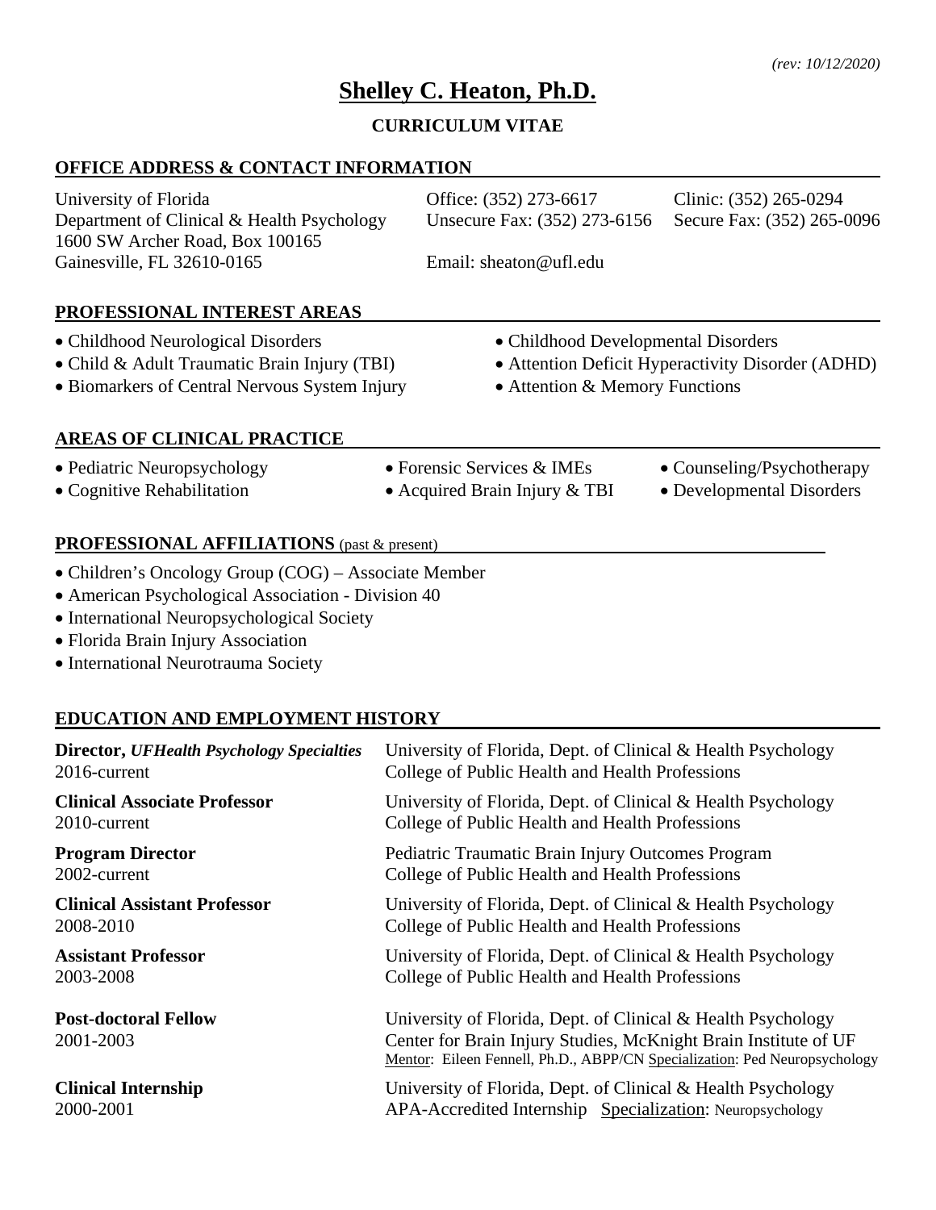*(rev: 10/12/2020)*

# Shelley C. Heaton, Ph.D.

## CURRICULUM VITAE

## OFFICE ADDRESS & CONTACT INFORMATION

University of Florida
Department of Clinical & Health Psychology
1600 SW Archer Road, Box 100165
Gainesville, FL 32610-0165

Office: (352) 273-6617
Unsecure Fax: (352) 273-6156
Email: sheaton@ufl.edu

Clinic: (352) 265-0294
Secure Fax: (352) 265-0096

## PROFESSIONAL INTEREST AREAS

- Childhood Neurological Disorders
- Child & Adult Traumatic Brain Injury (TBI)
- Biomarkers of Central Nervous System Injury
- Childhood Developmental Disorders
- Attention Deficit Hyperactivity Disorder (ADHD)
- Attention & Memory Functions

## AREAS OF CLINICAL PRACTICE

- Pediatric Neuropsychology
- Cognitive Rehabilitation
- Forensic Services & IMEs
- Acquired Brain Injury & TBI
- Counseling/Psychotherapy
- Developmental Disorders

## PROFESSIONAL AFFILIATIONS (past & present)

- Children's Oncology Group (COG) – Associate Member
- American Psychological Association - Division 40
- International Neuropsychological Society
- Florida Brain Injury Association
- International Neurotrauma Society

## EDUCATION AND EMPLOYMENT HISTORY

**Director,** ***UFHealth Psychology Specialties***
2016-current
University of Florida, Dept. of Clinical & Health Psychology
College of Public Health and Health Professions

**Clinical Associate Professor**
2010-current
University of Florida, Dept. of Clinical & Health Psychology
College of Public Health and Health Professions

**Program Director**
2002-current
Pediatric Traumatic Brain Injury Outcomes Program
College of Public Health and Health Professions

**Clinical Assistant Professor**
2008-2010
University of Florida, Dept. of Clinical & Health Psychology
College of Public Health and Health Professions

**Assistant Professor**
2003-2008
University of Florida, Dept. of Clinical & Health Psychology
College of Public Health and Health Professions

**Post-doctoral Fellow**
2001-2003
University of Florida, Dept. of Clinical & Health Psychology
Center for Brain Injury Studies, McKnight Brain Institute of UF
Mentor: Eileen Fennell, Ph.D., ABPP/CN Specialization: Ped Neuropsychology

**Clinical Internship**
2000-2001
University of Florida, Dept. of Clinical & Health Psychology
APA-Accredited Internship Specialization: Neuropsychology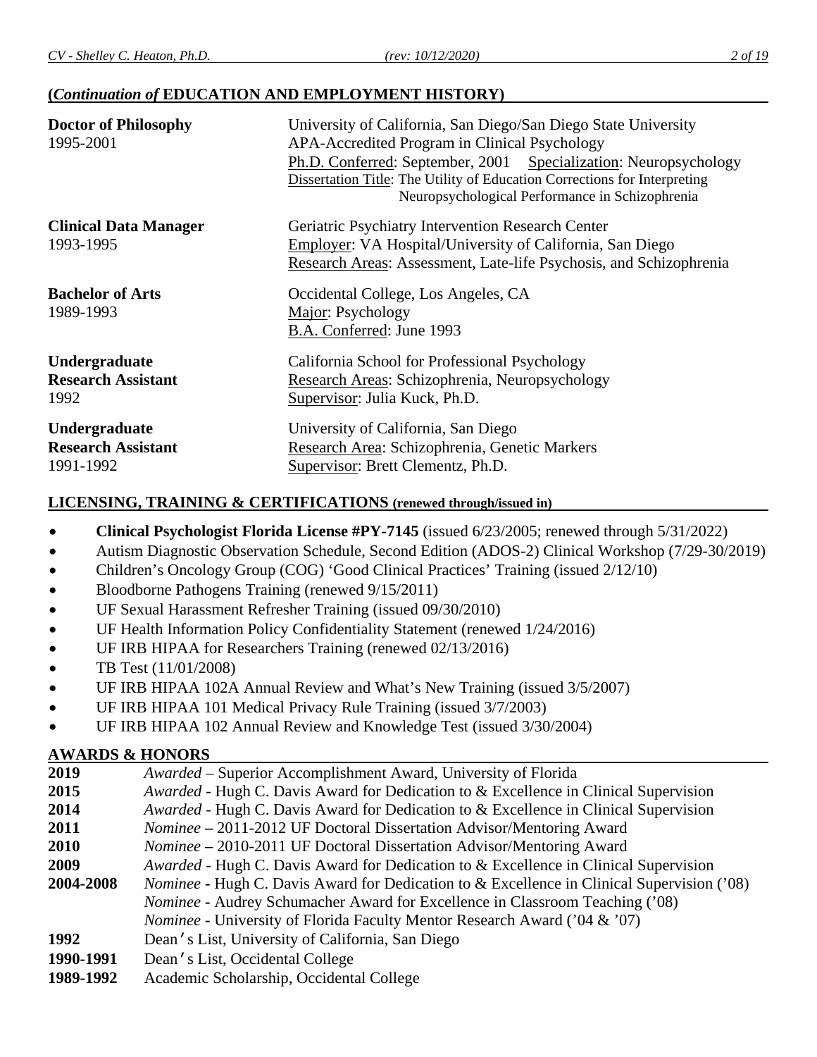## (*Continuation of* EDUCATION AND EMPLOYMENT HISTORY)

**Doctor of Philosophy**
1995-2001

University of California, San Diego/San Diego State University
APA-Accredited Program in Clinical Psychology
Ph.D. Conferred: September, 2001   Specialization: Neuropsychology
Dissertation Title: The Utility of Education Corrections for Interpreting Neuropsychological Performance in Schizophrenia

**Clinical Data Manager**
1993-1995

Geriatric Psychiatry Intervention Research Center
Employer: VA Hospital/University of California, San Diego
Research Areas: Assessment, Late-life Psychosis, and Schizophrenia

**Bachelor of Arts**
1989-1993

Occidental College, Los Angeles, CA
Major: Psychology
B.A. Conferred: June 1993

**Undergraduate Research Assistant**
1992

California School for Professional Psychology
Research Areas: Schizophrenia, Neuropsychology
Supervisor: Julia Kuck, Ph.D.

**Undergraduate Research Assistant**
1991-1992

University of California, San Diego
Research Area: Schizophrenia, Genetic Markers
Supervisor: Brett Clementz, Ph.D.

## LICENSING, TRAINING & CERTIFICATIONS (renewed through/issued in)

- **Clinical Psychologist Florida License #PY-7145** (issued 6/23/2005; renewed through 5/31/2022)
- Autism Diagnostic Observation Schedule, Second Edition (ADOS-2) Clinical Workshop (7/29-30/2019)
- Children's Oncology Group (COG) 'Good Clinical Practices' Training (issued 2/12/10)
- Bloodborne Pathogens Training (renewed 9/15/2011)
- UF Sexual Harassment Refresher Training (issued 09/30/2010)
- UF Health Information Policy Confidentiality Statement (renewed 1/24/2016)
- UF IRB HIPAA for Researchers Training (renewed 02/13/2016)
- TB Test (11/01/2008)
- UF IRB HIPAA 102A Annual Review and What's New Training (issued 3/5/2007)
- UF IRB HIPAA 101 Medical Privacy Rule Training (issued 3/7/2003)
- UF IRB HIPAA 102 Annual Review and Knowledge Test (issued 3/30/2004)

## AWARDS & HONORS

**2019** *Awarded* – Superior Accomplishment Award, University of Florida
**2015** *Awarded* - Hugh C. Davis Award for Dedication to & Excellence in Clinical Supervision
**2014** *Awarded* - Hugh C. Davis Award for Dedication to & Excellence in Clinical Supervision
**2011** *Nominee* – 2011-2012 UF Doctoral Dissertation Advisor/Mentoring Award
**2010** *Nominee* – 2010-2011 UF Doctoral Dissertation Advisor/Mentoring Award
**2009** *Awarded* - Hugh C. Davis Award for Dedication to & Excellence in Clinical Supervision
**2004-2008** *Nominee* - Hugh C. Davis Award for Dedication to & Excellence in Clinical Supervision ('08)
*Nominee* - Audrey Schumacher Award for Excellence in Classroom Teaching ('08)
*Nominee* - University of Florida Faculty Mentor Research Award ('04 & '07)
**1992** Dean's List, University of California, San Diego
**1990-1991** Dean's List, Occidental College
**1989-1992** Academic Scholarship, Occidental College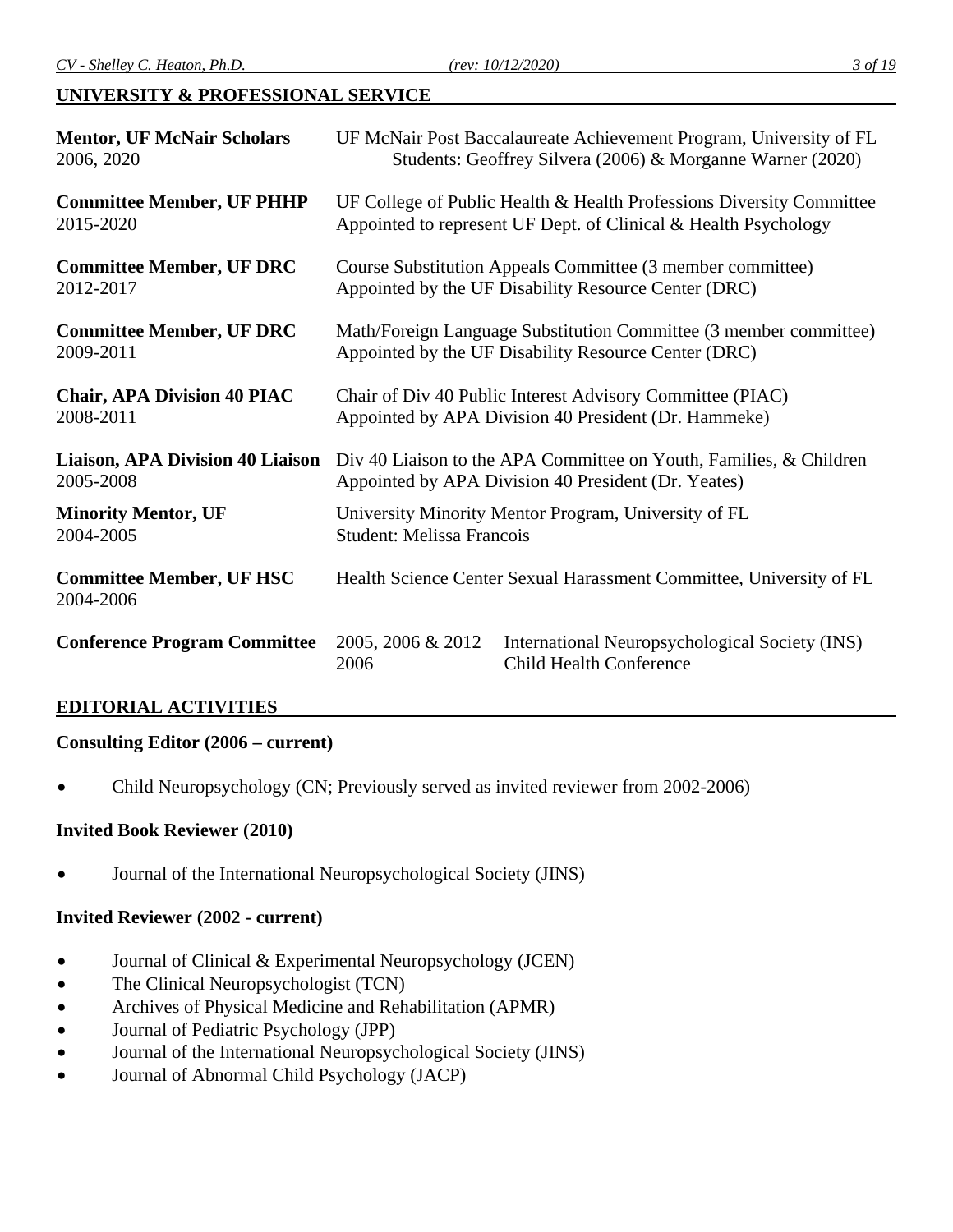## UNIVERSITY & PROFESSIONAL SERVICE

**Mentor, UF McNair Scholars**
2006, 2020
UF McNair Post Baccalaureate Achievement Program, University of FL
Students: Geoffrey Silvera (2006) & Morganne Warner (2020)

**Committee Member, UF PHHP**
2015-2020
UF College of Public Health & Health Professions Diversity Committee
Appointed to represent UF Dept. of Clinical & Health Psychology

**Committee Member, UF DRC**
2012-2017
Course Substitution Appeals Committee (3 member committee)
Appointed by the UF Disability Resource Center (DRC)

**Committee Member, UF DRC**
2009-2011
Math/Foreign Language Substitution Committee (3 member committee)
Appointed by the UF Disability Resource Center (DRC)

**Chair, APA Division 40 PIAC**
2008-2011
Chair of Div 40 Public Interest Advisory Committee (PIAC)
Appointed by APA Division 40 President (Dr. Hammeke)

**Liaison, APA Division 40 Liaison**
2005-2008
Div 40 Liaison to the APA Committee on Youth, Families, & Children
Appointed by APA Division 40 President (Dr. Yeates)

**Minority Mentor, UF**
2004-2005
University Minority Mentor Program, University of FL
Student: Melissa Francois

**Committee Member, UF HSC**
2004-2006
Health Science Center Sexual Harassment Committee, University of FL

**Conference Program Committee**
2005, 2006 & 2012 — International Neuropsychological Society (INS)
2006 — Child Health Conference

## EDITORIAL ACTIVITIES

**Consulting Editor (2006 – current)**

- Child Neuropsychology (CN; Previously served as invited reviewer from 2002-2006)

**Invited Book Reviewer (2010)**

- Journal of the International Neuropsychological Society (JINS)

**Invited Reviewer (2002 - current)**

- Journal of Clinical & Experimental Neuropsychology (JCEN)
- The Clinical Neuropsychologist (TCN)
- Archives of Physical Medicine and Rehabilitation (APMR)
- Journal of Pediatric Psychology (JPP)
- Journal of the International Neuropsychological Society (JINS)
- Journal of Abnormal Child Psychology (JACP)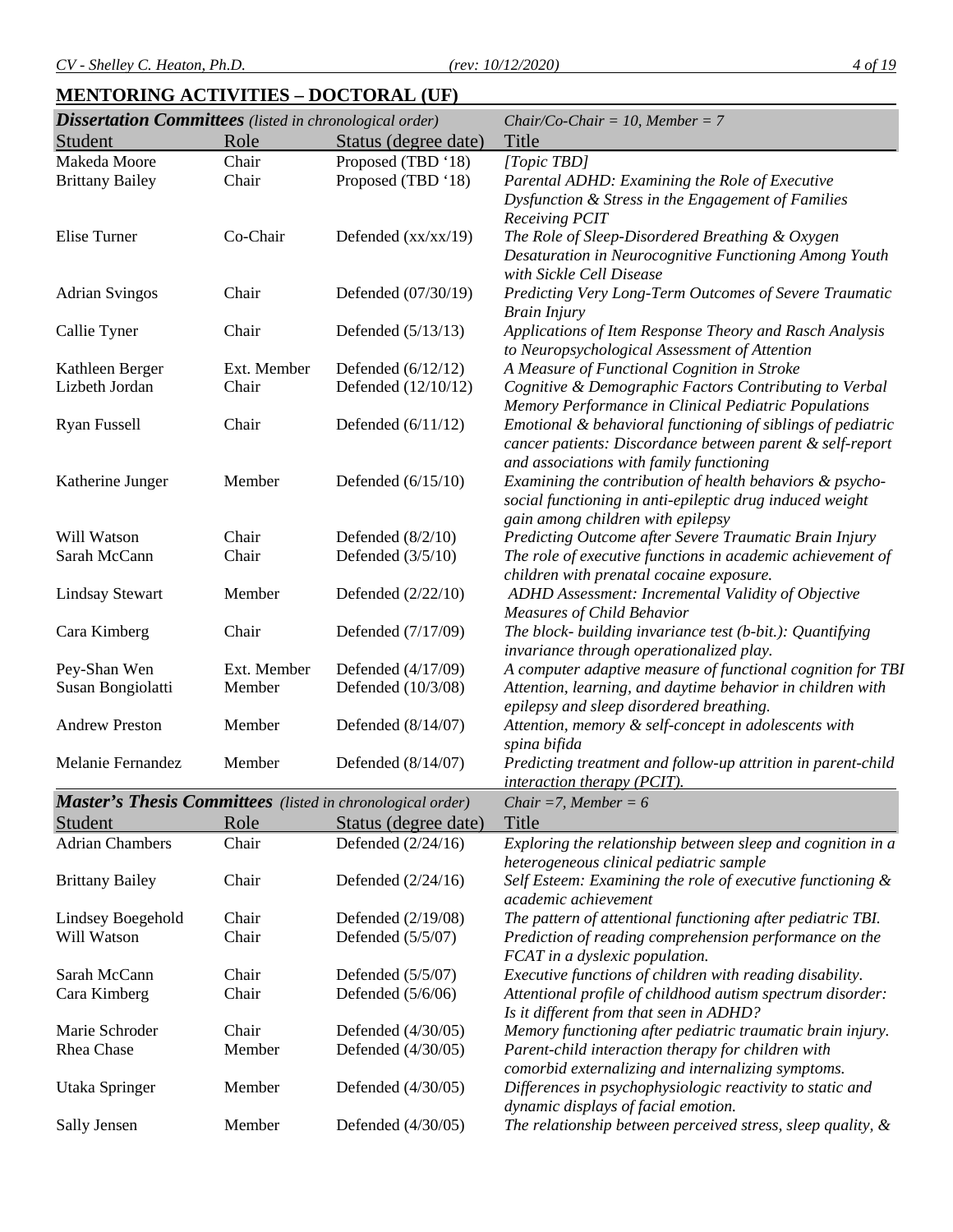## MENTORING ACTIVITIES – DOCTORAL (UF)

| ***Dissertation Committees*** *(listed in chronological order)* | | | *Chair/Co-Chair = 10, Member = 7* |
|---|---|---|---|
| Student | Role | Status (degree date) | Title |
| Makeda Moore | Chair | Proposed (TBD '18) | *[Topic TBD]* |
| Brittany Bailey | Chair | Proposed (TBD '18) | *Parental ADHD: Examining the Role of Executive Dysfunction & Stress in the Engagement of Families Receiving PCIT* |
| Elise Turner | Co-Chair | Defended (xx/xx/19) | *The Role of Sleep-Disordered Breathing & Oxygen Desaturation in Neurocognitive Functioning Among Youth with Sickle Cell Disease* |
| Adrian Svingos | Chair | Defended (07/30/19) | *Predicting Very Long-Term Outcomes of Severe Traumatic Brain Injury* |
| Callie Tyner | Chair | Defended (5/13/13) | *Applications of Item Response Theory and Rasch Analysis to Neuropsychological Assessment of Attention* |
| Kathleen Berger | Ext. Member | Defended (6/12/12) | *A Measure of Functional Cognition in Stroke* |
| Lizbeth Jordan | Chair | Defended (12/10/12) | *Cognitive & Demographic Factors Contributing to Verbal Memory Performance in Clinical Pediatric Populations* |
| Ryan Fussell | Chair | Defended (6/11/12) | *Emotional & behavioral functioning of siblings of pediatric cancer patients: Discordance between parent & self-report and associations with family functioning* |
| Katherine Junger | Member | Defended (6/15/10) | *Examining the contribution of health behaviors & psycho-social functioning in anti-epileptic drug induced weight gain among children with epilepsy* |
| Will Watson | Chair | Defended (8/2/10) | *Predicting Outcome after Severe Traumatic Brain Injury* |
| Sarah McCann | Chair | Defended (3/5/10) | *The role of executive functions in academic achievement of children with prenatal cocaine exposure.* |
| Lindsay Stewart | Member | Defended (2/22/10) | *ADHD Assessment: Incremental Validity of Objective Measures of Child Behavior* |
| Cara Kimberg | Chair | Defended (7/17/09) | *The block- building invariance test (b-bit.): Quantifying invariance through operationalized play.* |
| Pey-Shan Wen | Ext. Member | Defended (4/17/09) | *A computer adaptive measure of functional cognition for TBI* |
| Susan Bongiolatti | Member | Defended (10/3/08) | *Attention, learning, and daytime behavior in children with epilepsy and sleep disordered breathing.* |
| Andrew Preston | Member | Defended (8/14/07) | *Attention, memory & self-concept in adolescents with spina bifida* |
| Melanie Fernandez | Member | Defended (8/14/07) | *Predicting treatment and follow-up attrition in parent-child interaction therapy (PCIT).* |

| ***Master's Thesis Committees*** *(listed in chronological order)* | | | *Chair =7, Member = 6* |
|---|---|---|---|
| Student | Role | Status (degree date) | Title |
| Adrian Chambers | Chair | Defended (2/24/16) | *Exploring the relationship between sleep and cognition in a heterogeneous clinical pediatric sample* |
| Brittany Bailey | Chair | Defended (2/24/16) | *Self Esteem: Examining the role of executive functioning & academic achievement* |
| Lindsey Boegehold | Chair | Defended (2/19/08) | *The pattern of attentional functioning after pediatric TBI.* |
| Will Watson | Chair | Defended (5/5/07) | *Prediction of reading comprehension performance on the FCAT in a dyslexic population.* |
| Sarah McCann | Chair | Defended (5/5/07) | *Executive functions of children with reading disability.* |
| Cara Kimberg | Chair | Defended (5/6/06) | *Attentional profile of childhood autism spectrum disorder: Is it different from that seen in ADHD?* |
| Marie Schroder | Chair | Defended (4/30/05) | *Memory functioning after pediatric traumatic brain injury.* |
| Rhea Chase | Member | Defended (4/30/05) | *Parent-child interaction therapy for children with comorbid externalizing and internalizing symptoms.* |
| Utaka Springer | Member | Defended (4/30/05) | *Differences in psychophysiologic reactivity to static and dynamic displays of facial emotion.* |
| Sally Jensen | Member | Defended (4/30/05) | *The relationship between perceived stress, sleep quality, &* |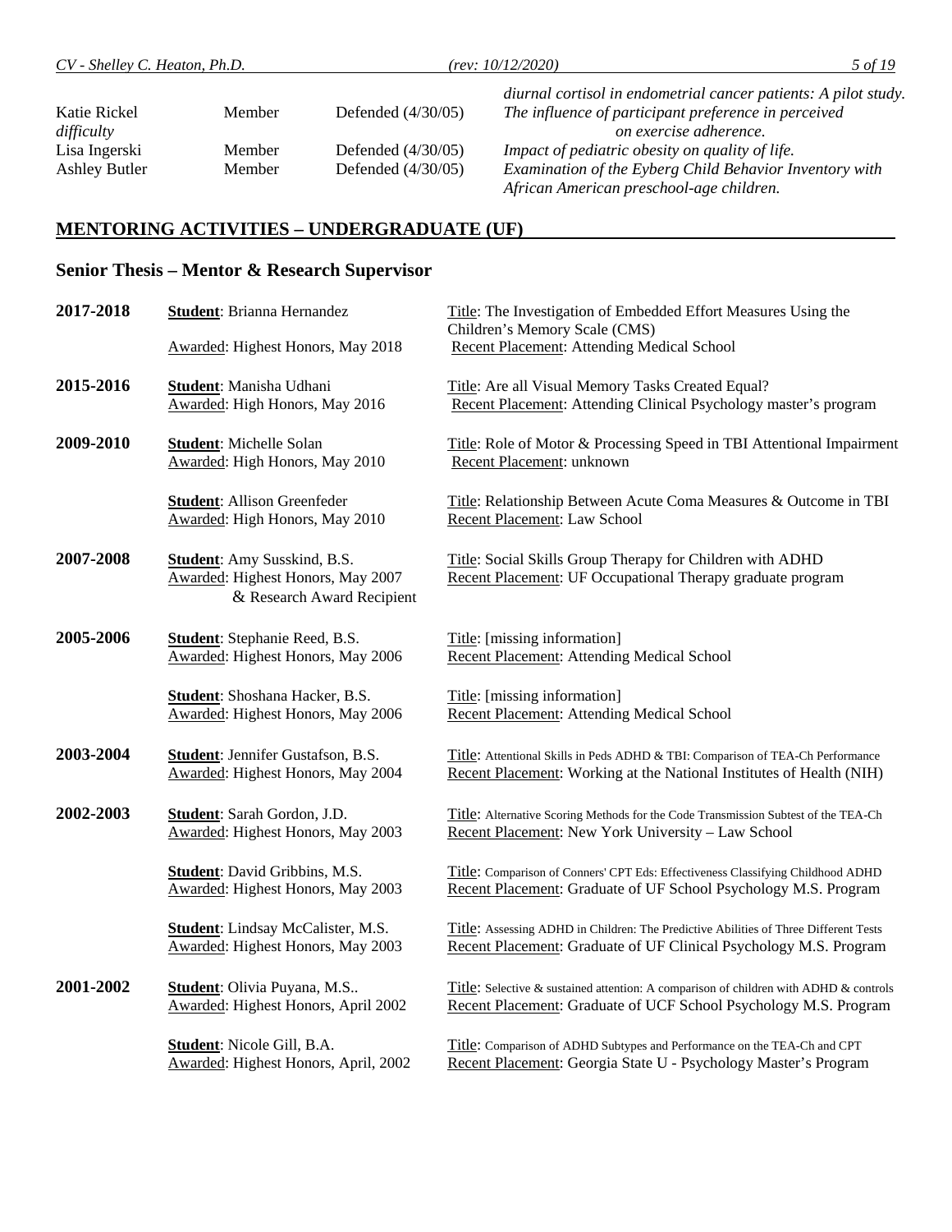| | | | |
|---|---|---|---|
| | | | *diurnal cortisol in endometrial cancer patients: A pilot study.* |
| Katie Rickel | Member | Defended (4/30/05) | *The influence of participant preference in perceived difficulty on exercise adherence.* |
| Lisa Ingerski | Member | Defended (4/30/05) | *Impact of pediatric obesity on quality of life.* |
| Ashley Butler | Member | Defended (4/30/05) | *Examination of the Eyberg Child Behavior Inventory with African American preschool-age children.* |

## MENTORING ACTIVITIES – UNDERGRADUATE (UF)

### Senior Thesis – Mentor & Research Supervisor

**2017-2018**
**Student**: Brianna Hernandez
Awarded: Highest Honors, May 2018
Title: The Investigation of Embedded Effort Measures Using the Children's Memory Scale (CMS)
Recent Placement: Attending Medical School

**2015-2016**
**Student**: Manisha Udhani
Awarded: High Honors, May 2016
Title: Are all Visual Memory Tasks Created Equal?
Recent Placement: Attending Clinical Psychology master's program

**2009-2010**
**Student**: Michelle Solan
Awarded: High Honors, May 2010
Title: Role of Motor & Processing Speed in TBI Attentional Impairment
Recent Placement: unknown

**Student**: Allison Greenfeder
Awarded: High Honors, May 2010
Title: Relationship Between Acute Coma Measures & Outcome in TBI
Recent Placement: Law School

**2007-2008**
**Student**: Amy Susskind, B.S.
Awarded: Highest Honors, May 2007 & Research Award Recipient
Title: Social Skills Group Therapy for Children with ADHD
Recent Placement: UF Occupational Therapy graduate program

**2005-2006**
**Student**: Stephanie Reed, B.S.
Awarded: Highest Honors, May 2006
Title: [missing information]
Recent Placement: Attending Medical School

**Student**: Shoshana Hacker, B.S.
Awarded: Highest Honors, May 2006
Title: [missing information]
Recent Placement: Attending Medical School

**2003-2004**
**Student**: Jennifer Gustafson, B.S.
Awarded: Highest Honors, May 2004
Title: Attentional Skills in Peds ADHD & TBI: Comparison of TEA-Ch Performance
Recent Placement: Working at the National Institutes of Health (NIH)

**2002-2003**
**Student**: Sarah Gordon, J.D.
Awarded: Highest Honors, May 2003
Title: Alternative Scoring Methods for the Code Transmission Subtest of the TEA-Ch
Recent Placement: New York University – Law School

**Student**: David Gribbins, M.S.
Awarded: Highest Honors, May 2003
Title: Comparison of Conners' CPT Eds: Effectiveness Classifying Childhood ADHD
Recent Placement: Graduate of UF School Psychology M.S. Program

**Student**: Lindsay McCalister, M.S.
Awarded: Highest Honors, May 2003
Title: Assessing ADHD in Children: The Predictive Abilities of Three Different Tests
Recent Placement: Graduate of UF Clinical Psychology M.S. Program

**2001-2002**
**Student**: Olivia Puyana, M.S..
Awarded: Highest Honors, April 2002
Title: Selective & sustained attention: A comparison of children with ADHD & controls
Recent Placement: Graduate of UCF School Psychology M.S. Program

**Student**: Nicole Gill, B.A.
Awarded: Highest Honors, April, 2002
Title: Comparison of ADHD Subtypes and Performance on the TEA-Ch and CPT
Recent Placement: Georgia State U - Psychology Master's Program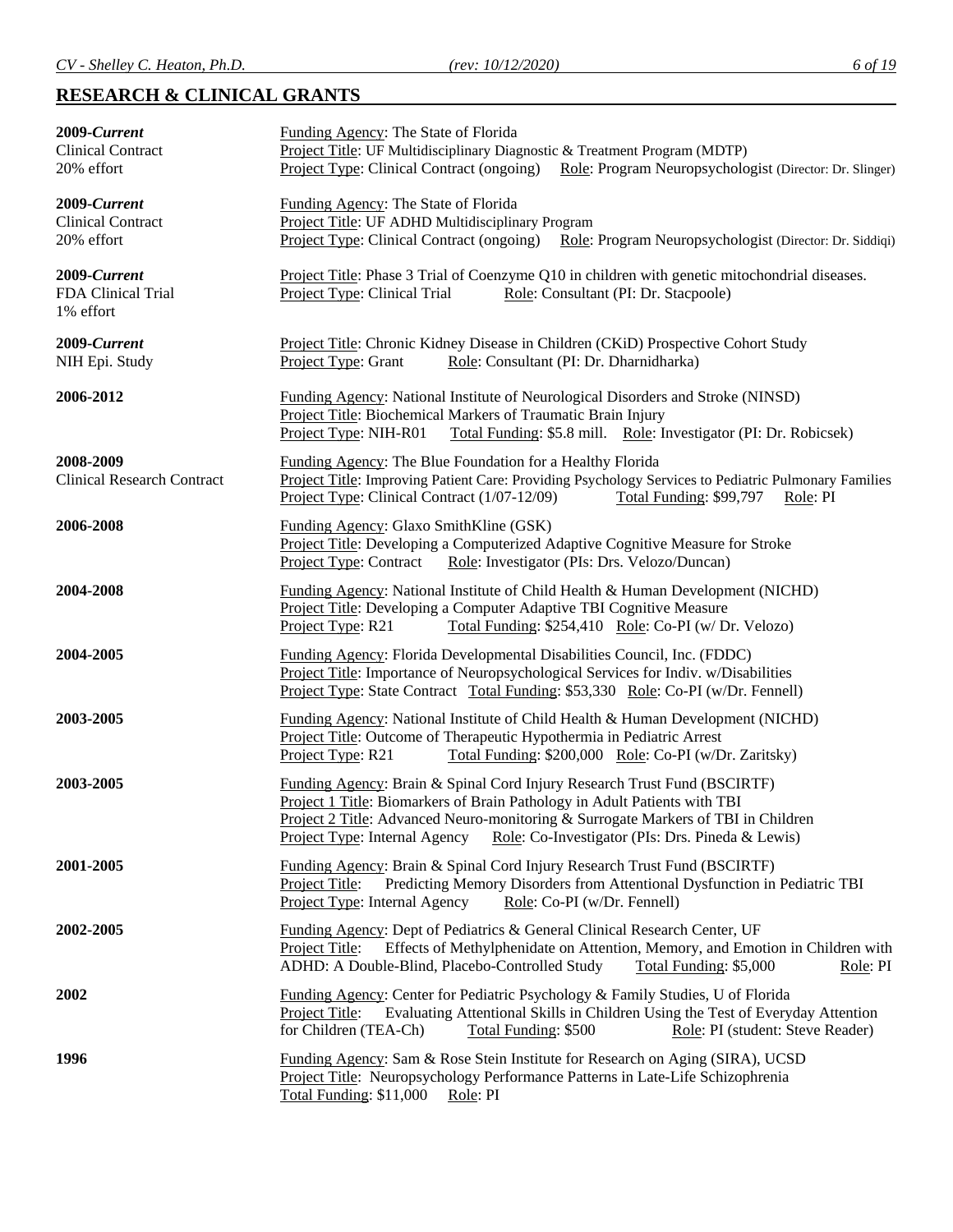## RESEARCH & CLINICAL GRANTS

**2009-*Current***
Clinical Contract
20% effort

Funding Agency: The State of Florida
Project Title: UF Multidisciplinary Diagnostic & Treatment Program (MDTP)
Project Type: Clinical Contract (ongoing) Role: Program Neuropsychologist (Director: Dr. Slinger)

**2009-*Current***
Clinical Contract
20% effort

Funding Agency: The State of Florida
Project Title: UF ADHD Multidisciplinary Program
Project Type: Clinical Contract (ongoing) Role: Program Neuropsychologist (Director: Dr. Siddiqi)

**2009-*Current***
FDA Clinical Trial
1% effort

Project Title: Phase 3 Trial of Coenzyme Q10 in children with genetic mitochondrial diseases.
Project Type: Clinical Trial Role: Consultant (PI: Dr. Stacpoole)

**2009-*Current***
NIH Epi. Study

Project Title: Chronic Kidney Disease in Children (CKiD) Prospective Cohort Study
Project Type: Grant Role: Consultant (PI: Dr. Dharnidharka)

**2006-2012**

Funding Agency: National Institute of Neurological Disorders and Stroke (NINSD)
Project Title: Biochemical Markers of Traumatic Brain Injury
Project Type: NIH-R01 Total Funding: $5.8 mill. Role: Investigator (PI: Dr. Robicsek)

**2008-2009**
Clinical Research Contract

Funding Agency: The Blue Foundation for a Healthy Florida
Project Title: Improving Patient Care: Providing Psychology Services to Pediatric Pulmonary Families
Project Type: Clinical Contract (1/07-12/09) Total Funding: $99,797 Role: PI

**2006-2008**

Funding Agency: Glaxo SmithKline (GSK)
Project Title: Developing a Computerized Adaptive Cognitive Measure for Stroke
Project Type: Contract Role: Investigator (PIs: Drs. Velozo/Duncan)

**2004-2008**

Funding Agency: National Institute of Child Health & Human Development (NICHD)
Project Title: Developing a Computer Adaptive TBI Cognitive Measure
Project Type: R21 Total Funding: $254,410 Role: Co-PI (w/ Dr. Velozo)

**2004-2005**

Funding Agency: Florida Developmental Disabilities Council, Inc. (FDDC)
Project Title: Importance of Neuropsychological Services for Indiv. w/Disabilities
Project Type: State Contract Total Funding: $53,330 Role: Co-PI (w/Dr. Fennell)

**2003-2005**

Funding Agency: National Institute of Child Health & Human Development (NICHD)
Project Title: Outcome of Therapeutic Hypothermia in Pediatric Arrest
Project Type: R21 Total Funding: $200,000 Role: Co-PI (w/Dr. Zaritsky)

**2003-2005**

Funding Agency: Brain & Spinal Cord Injury Research Trust Fund (BSCIRTF)
Project 1 Title: Biomarkers of Brain Pathology in Adult Patients with TBI
Project 2 Title: Advanced Neuro-monitoring & Surrogate Markers of TBI in Children
Project Type: Internal Agency Role: Co-Investigator (PIs: Drs. Pineda & Lewis)

**2001-2005**

Funding Agency: Brain & Spinal Cord Injury Research Trust Fund (BSCIRTF)
Project Title: Predicting Memory Disorders from Attentional Dysfunction in Pediatric TBI
Project Type: Internal Agency Role: Co-PI (w/Dr. Fennell)

**2002-2005**

Funding Agency: Dept of Pediatrics & General Clinical Research Center, UF
Project Title: Effects of Methylphenidate on Attention, Memory, and Emotion in Children with ADHD: A Double-Blind, Placebo-Controlled Study Total Funding: $5,000 Role: PI

**2002**

Funding Agency: Center for Pediatric Psychology & Family Studies, U of Florida
Project Title: Evaluating Attentional Skills in Children Using the Test of Everyday Attention for Children (TEA-Ch) Total Funding: $500 Role: PI (student: Steve Reader)

**1996**

Funding Agency: Sam & Rose Stein Institute for Research on Aging (SIRA), UCSD
Project Title: Neuropsychology Performance Patterns in Late-Life Schizophrenia
Total Funding: $11,000 Role: PI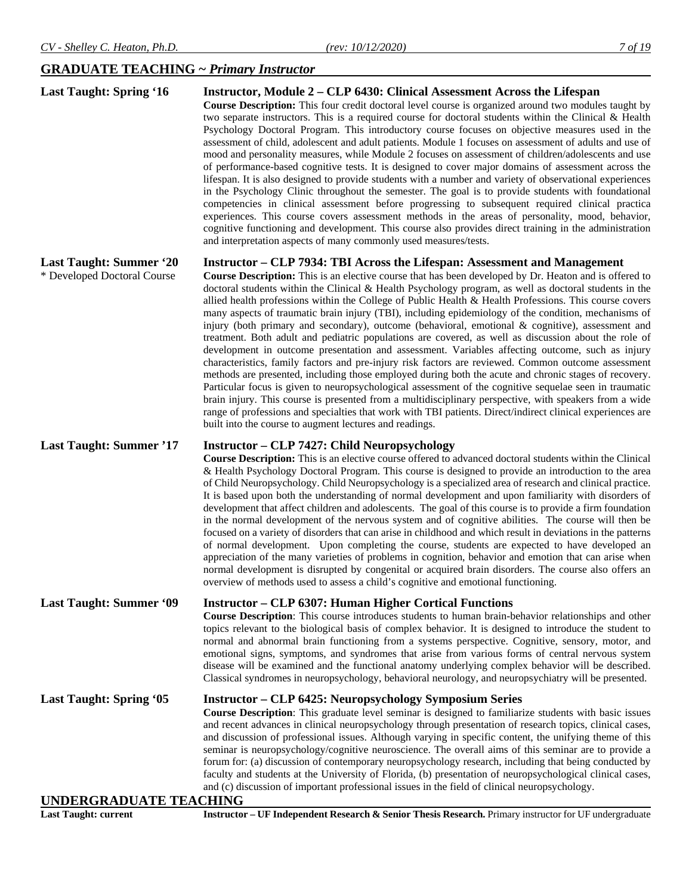## GRADUATE TEACHING ~ *Primary Instructor*

**Last Taught: Spring '16**

**Instructor, Module 2 – CLP 6430: Clinical Assessment Across the Lifespan**
**Course Description:** This four credit doctoral level course is organized around two modules taught by two separate instructors. This is a required course for doctoral students within the Clinical & Health Psychology Doctoral Program. This introductory course focuses on objective measures used in the assessment of child, adolescent and adult patients. Module 1 focuses on assessment of adults and use of mood and personality measures, while Module 2 focuses on assessment of children/adolescents and use of performance-based cognitive tests. It is designed to cover major domains of assessment across the lifespan. It is also designed to provide students with a number and variety of observational experiences in the Psychology Clinic throughout the semester. The goal is to provide students with foundational competencies in clinical assessment before progressing to subsequent required clinical practica experiences. This course covers assessment methods in the areas of personality, mood, behavior, cognitive functioning and development. This course also provides direct training in the administration and interpretation aspects of many commonly used measures/tests.

**Last Taught: Summer '20**
\* Developed Doctoral Course

**Instructor – CLP 7934: TBI Across the Lifespan: Assessment and Management**
**Course Description:** This is an elective course that has been developed by Dr. Heaton and is offered to doctoral students within the Clinical & Health Psychology program, as well as doctoral students in the allied health professions within the College of Public Health & Health Professions. This course covers many aspects of traumatic brain injury (TBI), including epidemiology of the condition, mechanisms of injury (both primary and secondary), outcome (behavioral, emotional & cognitive), assessment and treatment. Both adult and pediatric populations are covered, as well as discussion about the role of development in outcome presentation and assessment. Variables affecting outcome, such as injury characteristics, family factors and pre-injury risk factors are reviewed. Common outcome assessment methods are presented, including those employed during both the acute and chronic stages of recovery. Particular focus is given to neuropsychological assessment of the cognitive sequelae seen in traumatic brain injury. This course is presented from a multidisciplinary perspective, with speakers from a wide range of professions and specialties that work with TBI patients. Direct/indirect clinical experiences are built into the course to augment lectures and readings.

**Last Taught: Summer '17**

**Instructor – CLP 7427: Child Neuropsychology**
**Course Description:** This is an elective course offered to advanced doctoral students within the Clinical & Health Psychology Doctoral Program. This course is designed to provide an introduction to the area of Child Neuropsychology. Child Neuropsychology is a specialized area of research and clinical practice. It is based upon both the understanding of normal development and upon familiarity with disorders of development that affect children and adolescents. The goal of this course is to provide a firm foundation in the normal development of the nervous system and of cognitive abilities. The course will then be focused on a variety of disorders that can arise in childhood and which result in deviations in the patterns of normal development. Upon completing the course, students are expected to have developed an appreciation of the many varieties of problems in cognition, behavior and emotion that can arise when normal development is disrupted by congenital or acquired brain disorders. The course also offers an overview of methods used to assess a child's cognitive and emotional functioning.

**Last Taught: Summer '09**

**Instructor – CLP 6307: Human Higher Cortical Functions**
**Course Description**: This course introduces students to human brain-behavior relationships and other topics relevant to the biological basis of complex behavior. It is designed to introduce the student to normal and abnormal brain functioning from a systems perspective. Cognitive, sensory, motor, and emotional signs, symptoms, and syndromes that arise from various forms of central nervous system disease will be examined and the functional anatomy underlying complex behavior will be described. Classical syndromes in neuropsychology, behavioral neurology, and neuropsychiatry will be presented.

**Last Taught: Spring '05**

**Instructor – CLP 6425: Neuropsychology Symposium Series**
**Course Description**: This graduate level seminar is designed to familiarize students with basic issues and recent advances in clinical neuropsychology through presentation of research topics, clinical cases, and discussion of professional issues. Although varying in specific content, the unifying theme of this seminar is neuropsychology/cognitive neuroscience. The overall aims of this seminar are to provide a forum for: (a) discussion of contemporary neuropsychology research, including that being conducted by faculty and students at the University of Florida, (b) presentation of neuropsychological clinical cases, and (c) discussion of important professional issues in the field of clinical neuropsychology.

## UNDERGRADUATE TEACHING

**Last Taught: current**

**Instructor – UF Independent Research & Senior Thesis Research.** Primary instructor for UF undergraduate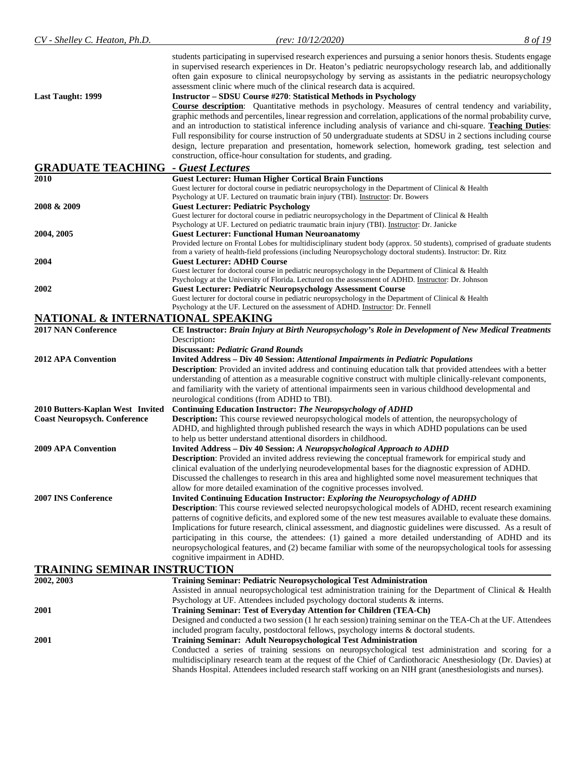| | |
|---|---|
| | students participating in supervised research experiences and pursuing a senior honors thesis. Students engage in supervised research experiences in Dr. Heaton's pediatric neuropsychology research lab, and additionally often gain exposure to clinical neuropsychology by serving as assistants in the pediatric neuropsychology assessment clinic where much of the clinical research data is acquired. |
| **Last Taught: 1999** | **Instructor – SDSU Course #270**: **Statistical Methods in Psychology**<br>**Course description**: Quantitative methods in psychology. Measures of central tendency and variability, graphic methods and percentiles, linear regression and correlation, applications of the normal probability curve, and an introduction to statistical inference including analysis of variance and chi-square. **Teaching Duties**: Full responsibility for course instruction of 50 undergraduate students at SDSU in 2 sections including course design, lecture preparation and presentation, homework selection, homework grading, test selection and construction, office-hour consultation for students, and grading. |

## GRADUATE TEACHING - *Guest Lectures*

| | |
|---|---|
| **2010** | **Guest Lecturer: Human Higher Cortical Brain Functions**<br>Guest lecturer for doctoral course in pediatric neuropsychology in the Department of Clinical & Health Psychology at UF. Lectured on traumatic brain injury (TBI). Instructor: Dr. Bowers |
| **2008 & 2009** | **Guest Lecturer: Pediatric Psychology**<br>Guest lecturer for doctoral course in pediatric neuropsychology in the Department of Clinical & Health Psychology at UF. Lectured on pediatric traumatic brain injury (TBI). Instructor: Dr. Janicke |
| **2004, 2005** | **Guest Lecturer: Functional Human Neuroanatomy**<br>Provided lecture on Frontal Lobes for multidisciplinary student body (approx. 50 students), comprised of graduate students from a variety of health-field professions (including Neuropsychology doctoral students). Instructor: Dr. Ritz |
| **2004** | **Guest Lecturer: ADHD Course**<br>Guest lecturer for doctoral course in pediatric neuropsychology in the Department of Clinical & Health Psychology at the University of Florida. Lectured on the assessment of ADHD. Instructor: Dr. Johnson |
| **2002** | **Guest Lecturer: Pediatric Neuropsychology Assessment Course**<br>Guest lecturer for doctoral course in pediatric neuropsychology in the Department of Clinical & Health Psychology at the UF. Lectured on the assessment of ADHD. Instructor: Dr. Fennell |

## NATIONAL & INTERNATIONAL SPEAKING

| | |
|---|---|
| **2017 NAN Conference** | **CE Instructor: *Brain Injury at Birth Neuropsychology's Role in Development of New Medical Treatments***<br>Description**:**<br>**Discussant: *Pediatric Grand Rounds*** |
| **2012 APA Convention** | **Invited Address – Div 40 Session: *Attentional Impairments in Pediatric Populations***<br>**Description**: Provided an invited address and continuing education talk that provided attendees with a better understanding of attention as a measurable cognitive construct with multiple clinically-relevant components, and familiarity with the variety of attentional impairments seen in various childhood developmental and neurological conditions (from ADHD to TBI). |
| **2010 Butters-Kaplan West Invited Coast Neuropsych. Conference** | **Continuing Education Instructor: *The Neuropsychology of ADHD***<br>**Description:** This course reviewed neuropsychological models of attention, the neuropsychology of ADHD, and highlighted through published research the ways in which ADHD populations can be used to help us better understand attentional disorders in childhood. |
| **2009 APA Convention** | **Invited Address – Div 40 Session: *A Neuropsychological Approach to ADHD***<br>**Description**: Provided an invited address reviewing the conceptual framework for empirical study and clinical evaluation of the underlying neurodevelopmental bases for the diagnostic expression of ADHD. Discussed the challenges to research in this area and highlighted some novel measurement techniques that allow for more detailed examination of the cognitive processes involved. |
| **2007 INS Conference** | **Invited Continuing Education Instructor: *Exploring the Neuropsychology of ADHD***<br>**Description**: This course reviewed selected neuropsychological models of ADHD, recent research examining patterns of cognitive deficits, and explored some of the new test measures available to evaluate these domains. Implications for future research, clinical assessment, and diagnostic guidelines were discussed. As a result of participating in this course, the attendees: (1) gained a more detailed understanding of ADHD and its neuropsychological features, and (2) became familiar with some of the neuropsychological tools for assessing cognitive impairment in ADHD. |

## TRAINING SEMINAR INSTRUCTION

| | |
|---|---|
| **2002, 2003** | **Training Seminar: Pediatric Neuropsychological Test Administration**<br>Assisted in annual neuropsychological test administration training for the Department of Clinical & Health Psychology at UF. Attendees included psychology doctoral students & interns. |
| **2001** | **Training Seminar: Test of Everyday Attention for Children (TEA-Ch)**<br>Designed and conducted a two session (1 hr each session) training seminar on the TEA-Ch at the UF. Attendees included program faculty, postdoctoral fellows, psychology interns & doctoral students. |
| **2001** | **Training Seminar: Adult Neuropsychological Test Administration**<br>Conducted a series of training sessions on neuropsychological test administration and scoring for a multidisciplinary research team at the request of the Chief of Cardiothoracic Anesthesiology (Dr. Davies) at Shands Hospital. Attendees included research staff working on an NIH grant (anesthesiologists and nurses). |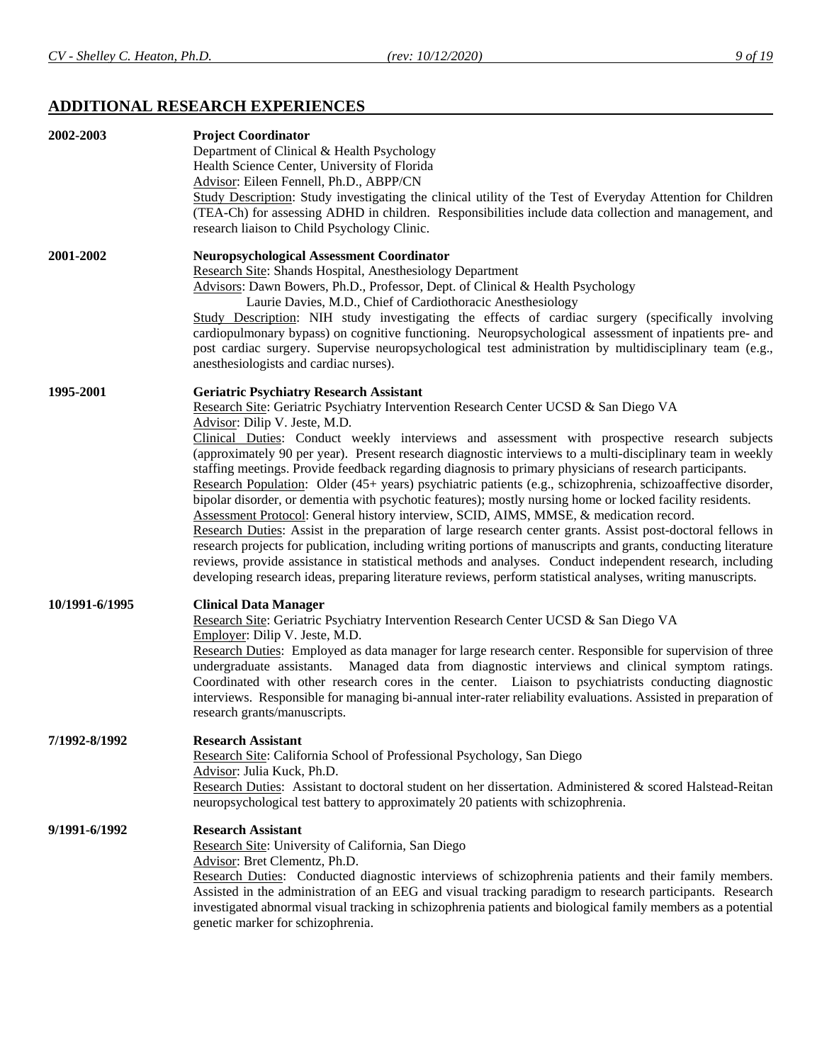## ADDITIONAL RESEARCH EXPERIENCES

**2002-2003** **Project Coordinator**
Department of Clinical & Health Psychology
Health Science Center, University of Florida
Advisor: Eileen Fennell, Ph.D., ABPP/CN
Study Description: Study investigating the clinical utility of the Test of Everyday Attention for Children (TEA-Ch) for assessing ADHD in children. Responsibilities include data collection and management, and research liaison to Child Psychology Clinic.

**2001-2002** **Neuropsychological Assessment Coordinator**
Research Site: Shands Hospital, Anesthesiology Department
Advisors: Dawn Bowers, Ph.D., Professor, Dept. of Clinical & Health Psychology
Laurie Davies, M.D., Chief of Cardiothoracic Anesthesiology
Study Description: NIH study investigating the effects of cardiac surgery (specifically involving cardiopulmonary bypass) on cognitive functioning. Neuropsychological assessment of inpatients pre- and post cardiac surgery. Supervise neuropsychological test administration by multidisciplinary team (e.g., anesthesiologists and cardiac nurses).

**1995-2001** **Geriatric Psychiatry Research Assistant**
Research Site: Geriatric Psychiatry Intervention Research Center UCSD & San Diego VA
Advisor: Dilip V. Jeste, M.D.
Clinical Duties: Conduct weekly interviews and assessment with prospective research subjects (approximately 90 per year). Present research diagnostic interviews to a multi-disciplinary team in weekly staffing meetings. Provide feedback regarding diagnosis to primary physicians of research participants.
Research Population: Older (45+ years) psychiatric patients (e.g., schizophrenia, schizoaffective disorder, bipolar disorder, or dementia with psychotic features); mostly nursing home or locked facility residents.
Assessment Protocol: General history interview, SCID, AIMS, MMSE, & medication record.
Research Duties: Assist in the preparation of large research center grants. Assist post-doctoral fellows in research projects for publication, including writing portions of manuscripts and grants, conducting literature reviews, provide assistance in statistical methods and analyses. Conduct independent research, including developing research ideas, preparing literature reviews, perform statistical analyses, writing manuscripts.

**10/1991-6/1995** **Clinical Data Manager**
Research Site: Geriatric Psychiatry Intervention Research Center UCSD & San Diego VA
Employer: Dilip V. Jeste, M.D.
Research Duties: Employed as data manager for large research center. Responsible for supervision of three undergraduate assistants. Managed data from diagnostic interviews and clinical symptom ratings. Coordinated with other research cores in the center. Liaison to psychiatrists conducting diagnostic interviews. Responsible for managing bi-annual inter-rater reliability evaluations. Assisted in preparation of research grants/manuscripts.

**7/1992-8/1992** **Research Assistant**
Research Site: California School of Professional Psychology, San Diego
Advisor: Julia Kuck, Ph.D.
Research Duties: Assistant to doctoral student on her dissertation. Administered & scored Halstead-Reitan neuropsychological test battery to approximately 20 patients with schizophrenia.

**9/1991-6/1992** **Research Assistant**
Research Site: University of California, San Diego
Advisor: Bret Clementz, Ph.D.
Research Duties: Conducted diagnostic interviews of schizophrenia patients and their family members. Assisted in the administration of an EEG and visual tracking paradigm to research participants. Research investigated abnormal visual tracking in schizophrenia patients and biological family members as a potential genetic marker for schizophrenia.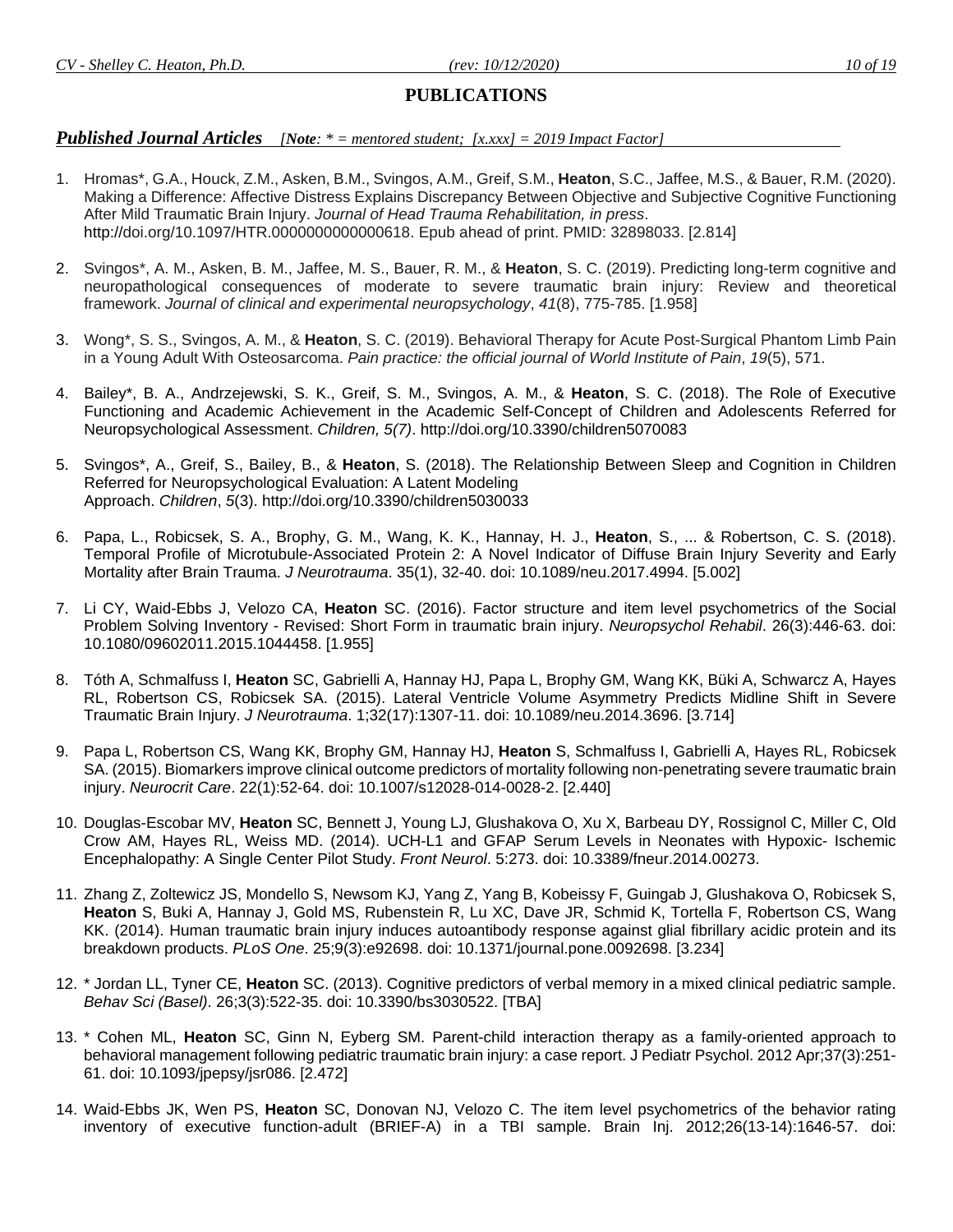# PUBLICATIONS

## *Published Journal Articles* *[**Note**: * = mentored student; [x.xxx] = 2019 Impact Factor]*

1. Hromas*, G.A., Houck, Z.M., Asken, B.M., Svingos, A.M., Greif, S.M., **Heaton**, S.C., Jaffee, M.S., & Bauer, R.M. (2020). Making a Difference: Affective Distress Explains Discrepancy Between Objective and Subjective Cognitive Functioning After Mild Traumatic Brain Injury. *Journal of Head Trauma Rehabilitation, in press*. http://doi.org/10.1097/HTR.0000000000000618. Epub ahead of print. PMID: 32898033. [2.814]

2. Svingos*, A. M., Asken, B. M., Jaffee, M. S., Bauer, R. M., & **Heaton**, S. C. (2019). Predicting long-term cognitive and neuropathological consequences of moderate to severe traumatic brain injury: Review and theoretical framework. *Journal of clinical and experimental neuropsychology*, *41*(8), 775-785. [1.958]

3. Wong*, S. S., Svingos, A. M., & **Heaton**, S. C. (2019). Behavioral Therapy for Acute Post-Surgical Phantom Limb Pain in a Young Adult With Osteosarcoma. *Pain practice: the official journal of World Institute of Pain*, *19*(5), 571.

4. Bailey*, B. A., Andrzejewski, S. K., Greif, S. M., Svingos, A. M., & **Heaton**, S. C. (2018). The Role of Executive Functioning and Academic Achievement in the Academic Self-Concept of Children and Adolescents Referred for Neuropsychological Assessment. *Children, 5(7)*. http://doi.org/10.3390/children5070083

5. Svingos*, A., Greif, S., Bailey, B., & **Heaton**, S. (2018). The Relationship Between Sleep and Cognition in Children Referred for Neuropsychological Evaluation: A Latent Modeling Approach. *Children*, *5*(3). http://doi.org/10.3390/children5030033

6. Papa, L., Robicsek, S. A., Brophy, G. M., Wang, K. K., Hannay, H. J., **Heaton**, S., ... & Robertson, C. S. (2018). Temporal Profile of Microtubule-Associated Protein 2: A Novel Indicator of Diffuse Brain Injury Severity and Early Mortality after Brain Trauma. *J Neurotrauma*. 35(1), 32-40. doi: 10.1089/neu.2017.4994. [5.002]

7. Li CY, Waid-Ebbs J, Velozo CA, **Heaton** SC. (2016). Factor structure and item level psychometrics of the Social Problem Solving Inventory - Revised: Short Form in traumatic brain injury. *Neuropsychol Rehabil*. 26(3):446-63. doi: 10.1080/09602011.2015.1044458. [1.955]

8. Tóth A, Schmalfuss I, **Heaton** SC, Gabrielli A, Hannay HJ, Papa L, Brophy GM, Wang KK, Büki A, Schwarcz A, Hayes RL, Robertson CS, Robicsek SA. (2015). Lateral Ventricle Volume Asymmetry Predicts Midline Shift in Severe Traumatic Brain Injury. *J Neurotrauma*. 1;32(17):1307-11. doi: 10.1089/neu.2014.3696. [3.714]

9. Papa L, Robertson CS, Wang KK, Brophy GM, Hannay HJ, **Heaton** S, Schmalfuss I, Gabrielli A, Hayes RL, Robicsek SA. (2015). Biomarkers improve clinical outcome predictors of mortality following non-penetrating severe traumatic brain injury. *Neurocrit Care*. 22(1):52-64. doi: 10.1007/s12028-014-0028-2. [2.440]

10. Douglas-Escobar MV, **Heaton** SC, Bennett J, Young LJ, Glushakova O, Xu X, Barbeau DY, Rossignol C, Miller C, Old Crow AM, Hayes RL, Weiss MD. (2014). UCH-L1 and GFAP Serum Levels in Neonates with Hypoxic- Ischemic Encephalopathy: A Single Center Pilot Study. *Front Neurol*. 5:273. doi: 10.3389/fneur.2014.00273.

11. Zhang Z, Zoltewicz JS, Mondello S, Newsom KJ, Yang Z, Yang B, Kobeissy F, Guingab J, Glushakova O, Robicsek S, **Heaton** S, Buki A, Hannay J, Gold MS, Rubenstein R, Lu XC, Dave JR, Schmid K, Tortella F, Robertson CS, Wang KK. (2014). Human traumatic brain injury induces autoantibody response against glial fibrillary acidic protein and its breakdown products. *PLoS One*. 25;9(3):e92698. doi: 10.1371/journal.pone.0092698. [3.234]

12. * Jordan LL, Tyner CE, **Heaton** SC. (2013). Cognitive predictors of verbal memory in a mixed clinical pediatric sample. *Behav Sci (Basel)*. 26;3(3):522-35. doi: 10.3390/bs3030522. [TBA]

13. * Cohen ML, **Heaton** SC, Ginn N, Eyberg SM. Parent-child interaction therapy as a family-oriented approach to behavioral management following pediatric traumatic brain injury: a case report. J Pediatr Psychol. 2012 Apr;37(3):251-61. doi: 10.1093/jpepsy/jsr086. [2.472]

14. Waid-Ebbs JK, Wen PS, **Heaton** SC, Donovan NJ, Velozo C. The item level psychometrics of the behavior rating inventory of executive function-adult (BRIEF-A) in a TBI sample. Brain Inj. 2012;26(13-14):1646-57. doi: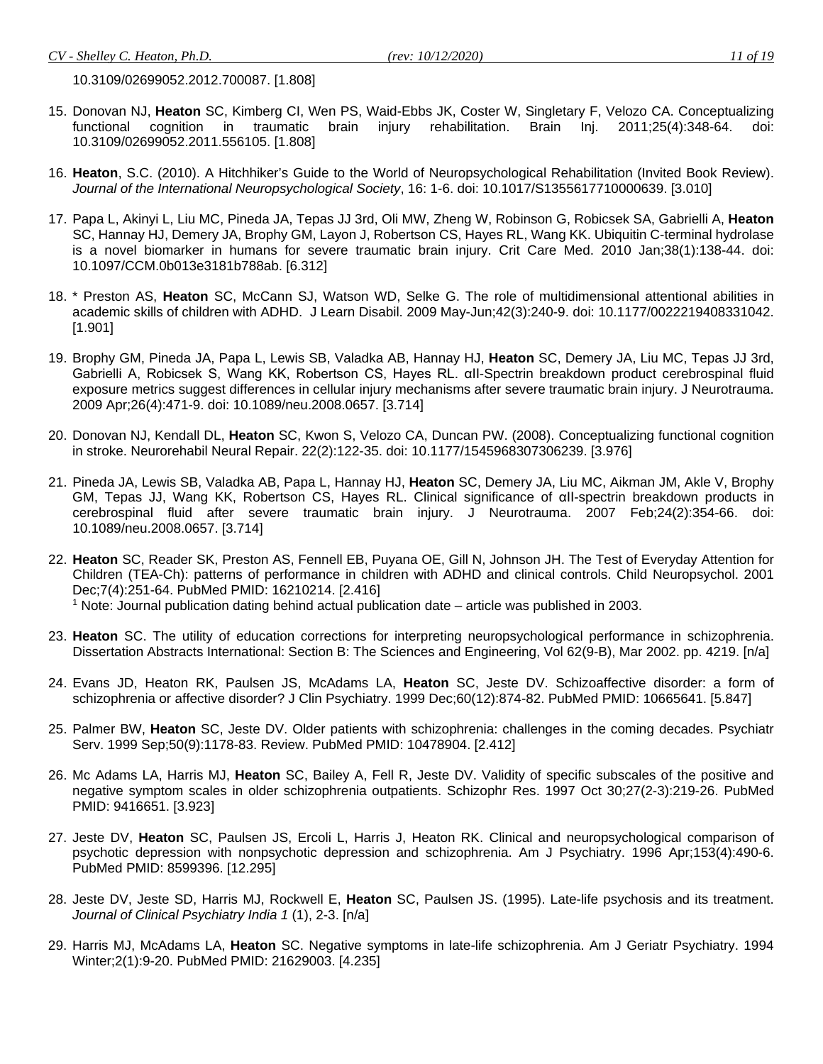10.3109/02699052.2012.700087. [1.808]

15. Donovan NJ, **Heaton** SC, Kimberg CI, Wen PS, Waid-Ebbs JK, Coster W, Singletary F, Velozo CA. Conceptualizing functional cognition in traumatic brain injury rehabilitation. Brain Inj. 2011;25(4):348-64. doi: 10.3109/02699052.2011.556105. [1.808]

16. **Heaton**, S.C. (2010). A Hitchhiker's Guide to the World of Neuropsychological Rehabilitation (Invited Book Review). *Journal of the International Neuropsychological Society*, 16: 1-6. doi: 10.1017/S1355617710000639. [3.010]

17. Papa L, Akinyi L, Liu MC, Pineda JA, Tepas JJ 3rd, Oli MW, Zheng W, Robinson G, Robicsek SA, Gabrielli A, **Heaton** SC, Hannay HJ, Demery JA, Brophy GM, Layon J, Robertson CS, Hayes RL, Wang KK. Ubiquitin C-terminal hydrolase is a novel biomarker in humans for severe traumatic brain injury. Crit Care Med. 2010 Jan;38(1):138-44. doi: 10.1097/CCM.0b013e3181b788ab. [6.312]

18. * Preston AS, **Heaton** SC, McCann SJ, Watson WD, Selke G. The role of multidimensional attentional abilities in academic skills of children with ADHD. J Learn Disabil. 2009 May-Jun;42(3):240-9. doi: 10.1177/0022219408331042. [1.901]

19. Brophy GM, Pineda JA, Papa L, Lewis SB, Valadka AB, Hannay HJ, **Heaton** SC, Demery JA, Liu MC, Tepas JJ 3rd, Gabrielli A, Robicsek S, Wang KK, Robertson CS, Hayes RL. αII-Spectrin breakdown product cerebrospinal fluid exposure metrics suggest differences in cellular injury mechanisms after severe traumatic brain injury. J Neurotrauma. 2009 Apr;26(4):471-9. doi: 10.1089/neu.2008.0657. [3.714]

20. Donovan NJ, Kendall DL, **Heaton** SC, Kwon S, Velozo CA, Duncan PW. (2008). Conceptualizing functional cognition in stroke. Neurorehabil Neural Repair. 22(2):122-35. doi: 10.1177/1545968307306239. [3.976]

21. Pineda JA, Lewis SB, Valadka AB, Papa L, Hannay HJ, **Heaton** SC, Demery JA, Liu MC, Aikman JM, Akle V, Brophy GM, Tepas JJ, Wang KK, Robertson CS, Hayes RL. Clinical significance of αII-spectrin breakdown products in cerebrospinal fluid after severe traumatic brain injury. J Neurotrauma. 2007 Feb;24(2):354-66. doi: 10.1089/neu.2008.0657. [3.714]

22. **Heaton** SC, Reader SK, Preston AS, Fennell EB, Puyana OE, Gill N, Johnson JH. The Test of Everyday Attention for Children (TEA-Ch): patterns of performance in children with ADHD and clinical controls. Child Neuropsychol. 2001 Dec;7(4):251-64. PubMed PMID: 16210214. [2.416]
    [1] Note: Journal publication dating behind actual publication date – article was published in 2003.

23. **Heaton** SC. The utility of education corrections for interpreting neuropsychological performance in schizophrenia. Dissertation Abstracts International: Section B: The Sciences and Engineering, Vol 62(9-B), Mar 2002. pp. 4219. [n/a]

24. Evans JD, Heaton RK, Paulsen JS, McAdams LA, **Heaton** SC, Jeste DV. Schizoaffective disorder: a form of schizophrenia or affective disorder? J Clin Psychiatry. 1999 Dec;60(12):874-82. PubMed PMID: 10665641. [5.847]

25. Palmer BW, **Heaton** SC, Jeste DV. Older patients with schizophrenia: challenges in the coming decades. Psychiatr Serv. 1999 Sep;50(9):1178-83. Review. PubMed PMID: 10478904. [2.412]

26. Mc Adams LA, Harris MJ, **Heaton** SC, Bailey A, Fell R, Jeste DV. Validity of specific subscales of the positive and negative symptom scales in older schizophrenia outpatients. Schizophr Res. 1997 Oct 30;27(2-3):219-26. PubMed PMID: 9416651. [3.923]

27. Jeste DV, **Heaton** SC, Paulsen JS, Ercoli L, Harris J, Heaton RK. Clinical and neuropsychological comparison of psychotic depression with nonpsychotic depression and schizophrenia. Am J Psychiatry. 1996 Apr;153(4):490-6. PubMed PMID: 8599396. [12.295]

28. Jeste DV, Jeste SD, Harris MJ, Rockwell E, **Heaton** SC, Paulsen JS. (1995). Late-life psychosis and its treatment. *Journal of Clinical Psychiatry India 1* (1), 2-3. [n/a]

29. Harris MJ, McAdams LA, **Heaton** SC. Negative symptoms in late-life schizophrenia. Am J Geriatr Psychiatry. 1994 Winter;2(1):9-20. PubMed PMID: 21629003. [4.235]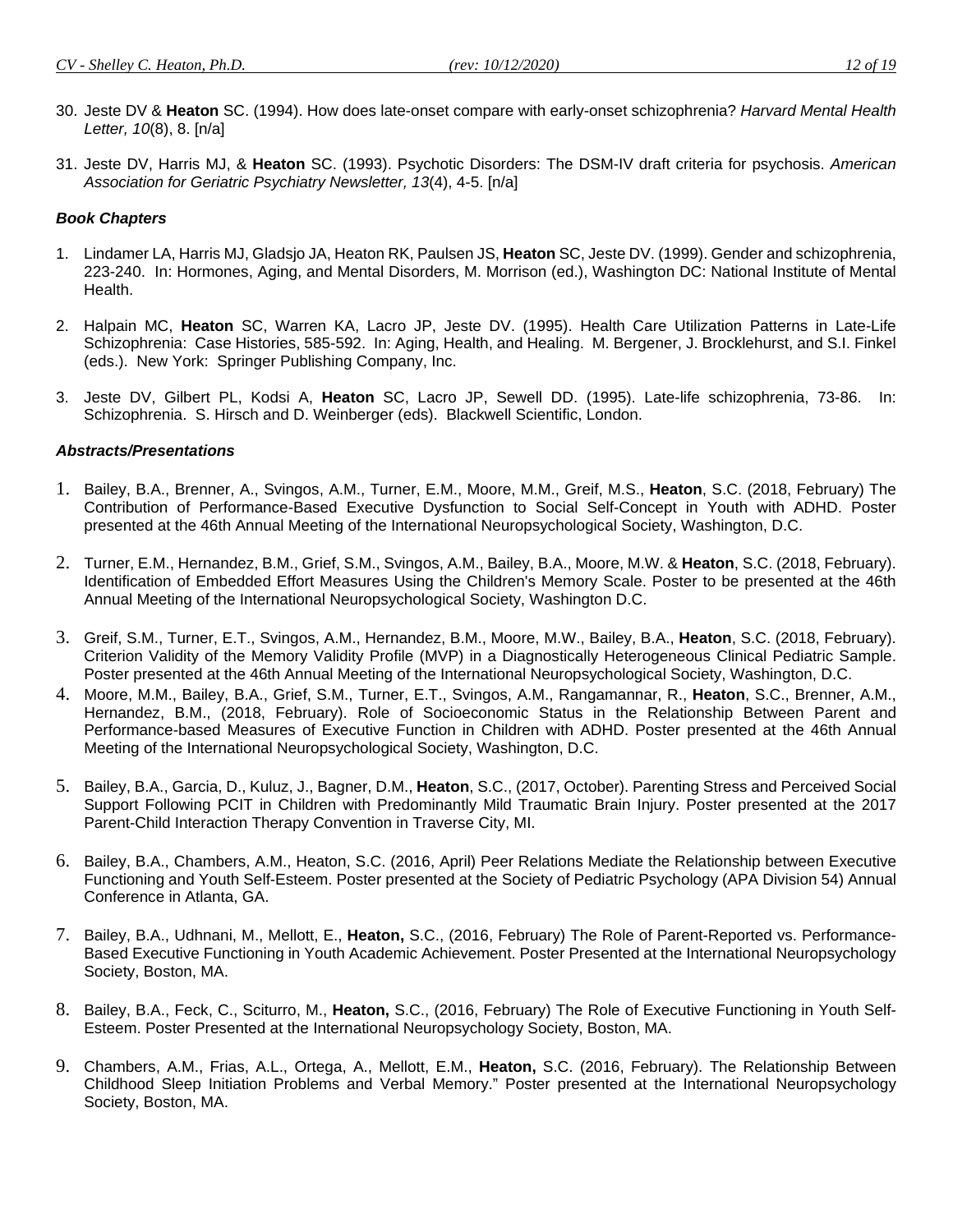30. Jeste DV & **Heaton** SC. (1994). How does late-onset compare with early-onset schizophrenia? *Harvard Mental Health Letter, 10*(8), 8. [n/a]

31. Jeste DV, Harris MJ, & **Heaton** SC. (1993). Psychotic Disorders: The DSM-IV draft criteria for psychosis. *American Association for Geriatric Psychiatry Newsletter, 13*(4), 4-5. [n/a]

### *Book Chapters*

1. Lindamer LA, Harris MJ, Gladsjo JA, Heaton RK, Paulsen JS, **Heaton** SC, Jeste DV. (1999). Gender and schizophrenia, 223-240. In: Hormones, Aging, and Mental Disorders, M. Morrison (ed.), Washington DC: National Institute of Mental Health.

2. Halpain MC, **Heaton** SC, Warren KA, Lacro JP, Jeste DV. (1995). Health Care Utilization Patterns in Late-Life Schizophrenia: Case Histories, 585-592. In: Aging, Health, and Healing. M. Bergener, J. Brocklehurst, and S.I. Finkel (eds.). New York: Springer Publishing Company, Inc.

3. Jeste DV, Gilbert PL, Kodsi A, **Heaton** SC, Lacro JP, Sewell DD. (1995). Late-life schizophrenia, 73-86. In: Schizophrenia. S. Hirsch and D. Weinberger (eds). Blackwell Scientific, London.

### *Abstracts/Presentations*

1. Bailey, B.A., Brenner, A., Svingos, A.M., Turner, E.M., Moore, M.M., Greif, M.S., **Heaton**, S.C. (2018, February) The Contribution of Performance-Based Executive Dysfunction to Social Self-Concept in Youth with ADHD. Poster presented at the 46th Annual Meeting of the International Neuropsychological Society, Washington, D.C.

2. Turner, E.M., Hernandez, B.M., Grief, S.M., Svingos, A.M., Bailey, B.A., Moore, M.W. & **Heaton**, S.C. (2018, February). Identification of Embedded Effort Measures Using the Children's Memory Scale. Poster to be presented at the 46th Annual Meeting of the International Neuropsychological Society, Washington D.C.

3. Greif, S.M., Turner, E.T., Svingos, A.M., Hernandez, B.M., Moore, M.W., Bailey, B.A., **Heaton**, S.C. (2018, February). Criterion Validity of the Memory Validity Profile (MVP) in a Diagnostically Heterogeneous Clinical Pediatric Sample. Poster presented at the 46th Annual Meeting of the International Neuropsychological Society, Washington, D.C.

4. Moore, M.M., Bailey, B.A., Grief, S.M., Turner, E.T., Svingos, A.M., Rangamannar, R., **Heaton**, S.C., Brenner, A.M., Hernandez, B.M., (2018, February). Role of Socioeconomic Status in the Relationship Between Parent and Performance-based Measures of Executive Function in Children with ADHD. Poster presented at the 46th Annual Meeting of the International Neuropsychological Society, Washington, D.C.

5. Bailey, B.A., Garcia, D., Kuluz, J., Bagner, D.M., **Heaton**, S.C., (2017, October). Parenting Stress and Perceived Social Support Following PCIT in Children with Predominantly Mild Traumatic Brain Injury. Poster presented at the 2017 Parent-Child Interaction Therapy Convention in Traverse City, MI.

6. Bailey, B.A., Chambers, A.M., Heaton, S.C. (2016, April) Peer Relations Mediate the Relationship between Executive Functioning and Youth Self-Esteem. Poster presented at the Society of Pediatric Psychology (APA Division 54) Annual Conference in Atlanta, GA.

7. Bailey, B.A., Udhnani, M., Mellott, E., **Heaton,** S.C., (2016, February) The Role of Parent-Reported vs. Performance-Based Executive Functioning in Youth Academic Achievement. Poster Presented at the International Neuropsychology Society, Boston, MA.

8. Bailey, B.A., Feck, C., Sciturro, M., **Heaton,** S.C., (2016, February) The Role of Executive Functioning in Youth Self-Esteem. Poster Presented at the International Neuropsychology Society, Boston, MA.

9. Chambers, A.M., Frias, A.L., Ortega, A., Mellott, E.M., **Heaton,** S.C. (2016, February). The Relationship Between Childhood Sleep Initiation Problems and Verbal Memory." Poster presented at the International Neuropsychology Society, Boston, MA.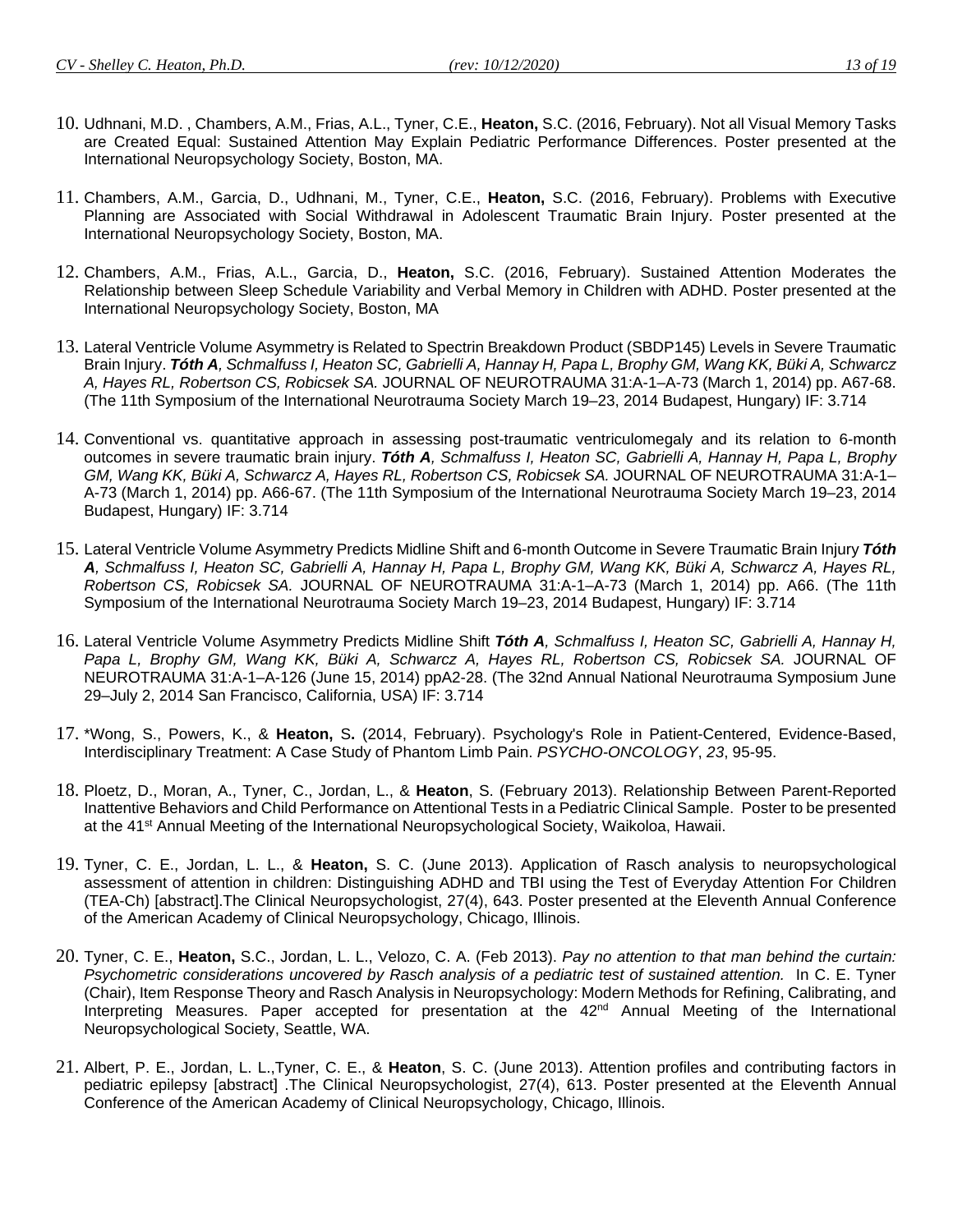10. Udhnani, M.D. , Chambers, A.M., Frias, A.L., Tyner, C.E., **Heaton,** S.C. (2016, February). Not all Visual Memory Tasks are Created Equal: Sustained Attention May Explain Pediatric Performance Differences. Poster presented at the International Neuropsychology Society, Boston, MA.

11. Chambers, A.M., Garcia, D., Udhnani, M., Tyner, C.E., **Heaton,** S.C. (2016, February). Problems with Executive Planning are Associated with Social Withdrawal in Adolescent Traumatic Brain Injury. Poster presented at the International Neuropsychology Society, Boston, MA.

12. Chambers, A.M., Frias, A.L., Garcia, D., **Heaton,** S.C. (2016, February). Sustained Attention Moderates the Relationship between Sleep Schedule Variability and Verbal Memory in Children with ADHD. Poster presented at the International Neuropsychology Society, Boston, MA

13. Lateral Ventricle Volume Asymmetry is Related to Spectrin Breakdown Product (SBDP145) Levels in Severe Traumatic Brain Injury. ***Tóth A****, Schmalfuss I, Heaton SC, Gabrielli A, Hannay H, Papa L, Brophy GM, Wang KK, Büki A, Schwarcz A, Hayes RL, Robertson CS, Robicsek SA.* JOURNAL OF NEUROTRAUMA 31:A-1–A-73 (March 1, 2014) pp. A67-68. (The 11th Symposium of the International Neurotrauma Society March 19–23, 2014 Budapest, Hungary) IF: 3.714

14. Conventional vs. quantitative approach in assessing post-traumatic ventriculomegaly and its relation to 6-month outcomes in severe traumatic brain injury. ***Tóth A****, Schmalfuss I, Heaton SC, Gabrielli A, Hannay H, Papa L, Brophy GM, Wang KK, Büki A, Schwarcz A, Hayes RL, Robertson CS, Robicsek SA.* JOURNAL OF NEUROTRAUMA 31:A-1–A-73 (March 1, 2014) pp. A66-67. (The 11th Symposium of the International Neurotrauma Society March 19–23, 2014 Budapest, Hungary) IF: 3.714

15. Lateral Ventricle Volume Asymmetry Predicts Midline Shift and 6-month Outcome in Severe Traumatic Brain Injury ***Tóth A****, Schmalfuss I, Heaton SC, Gabrielli A, Hannay H, Papa L, Brophy GM, Wang KK, Büki A, Schwarcz A, Hayes RL, Robertson CS, Robicsek SA.* JOURNAL OF NEUROTRAUMA 31:A-1–A-73 (March 1, 2014) pp. A66. (The 11th Symposium of the International Neurotrauma Society March 19–23, 2014 Budapest, Hungary) IF: 3.714

16. Lateral Ventricle Volume Asymmetry Predicts Midline Shift ***Tóth A****, Schmalfuss I, Heaton SC, Gabrielli A, Hannay H, Papa L, Brophy GM, Wang KK, Büki A, Schwarcz A, Hayes RL, Robertson CS, Robicsek SA.* JOURNAL OF NEUROTRAUMA 31:A-1–A-126 (June 15, 2014) ppA2-28. (The 32nd Annual National Neurotrauma Symposium June 29–July 2, 2014 San Francisco, California, USA) IF: 3.714

17. *Wong, S., Powers, K., & **Heaton,** S**.** (2014, February). Psychology's Role in Patient-Centered, Evidence-Based, Interdisciplinary Treatment: A Case Study of Phantom Limb Pain. *PSYCHO-ONCOLOGY*, *23*, 95-95.

18. Ploetz, D., Moran, A., Tyner, C., Jordan, L., & **Heaton**, S. (February 2013). Relationship Between Parent-Reported Inattentive Behaviors and Child Performance on Attentional Tests in a Pediatric Clinical Sample. Poster to be presented at the 41st Annual Meeting of the International Neuropsychological Society, Waikoloa, Hawaii.

19. Tyner, C. E., Jordan, L. L., & **Heaton,** S. C. (June 2013). Application of Rasch analysis to neuropsychological assessment of attention in children: Distinguishing ADHD and TBI using the Test of Everyday Attention For Children (TEA-Ch) [abstract].The Clinical Neuropsychologist, 27(4), 643. Poster presented at the Eleventh Annual Conference of the American Academy of Clinical Neuropsychology, Chicago, Illinois.

20. Tyner, C. E., **Heaton,** S.C., Jordan, L. L., Velozo, C. A. (Feb 2013). *Pay no attention to that man behind the curtain: Psychometric considerations uncovered by Rasch analysis of a pediatric test of sustained attention.* In C. E. Tyner (Chair), Item Response Theory and Rasch Analysis in Neuropsychology: Modern Methods for Refining, Calibrating, and Interpreting Measures. Paper accepted for presentation at the 42nd Annual Meeting of the International Neuropsychological Society, Seattle, WA.

21. Albert, P. E., Jordan, L. L.,Tyner, C. E., & **Heaton**, S. C. (June 2013). Attention profiles and contributing factors in pediatric epilepsy [abstract] .The Clinical Neuropsychologist, 27(4), 613. Poster presented at the Eleventh Annual Conference of the American Academy of Clinical Neuropsychology, Chicago, Illinois.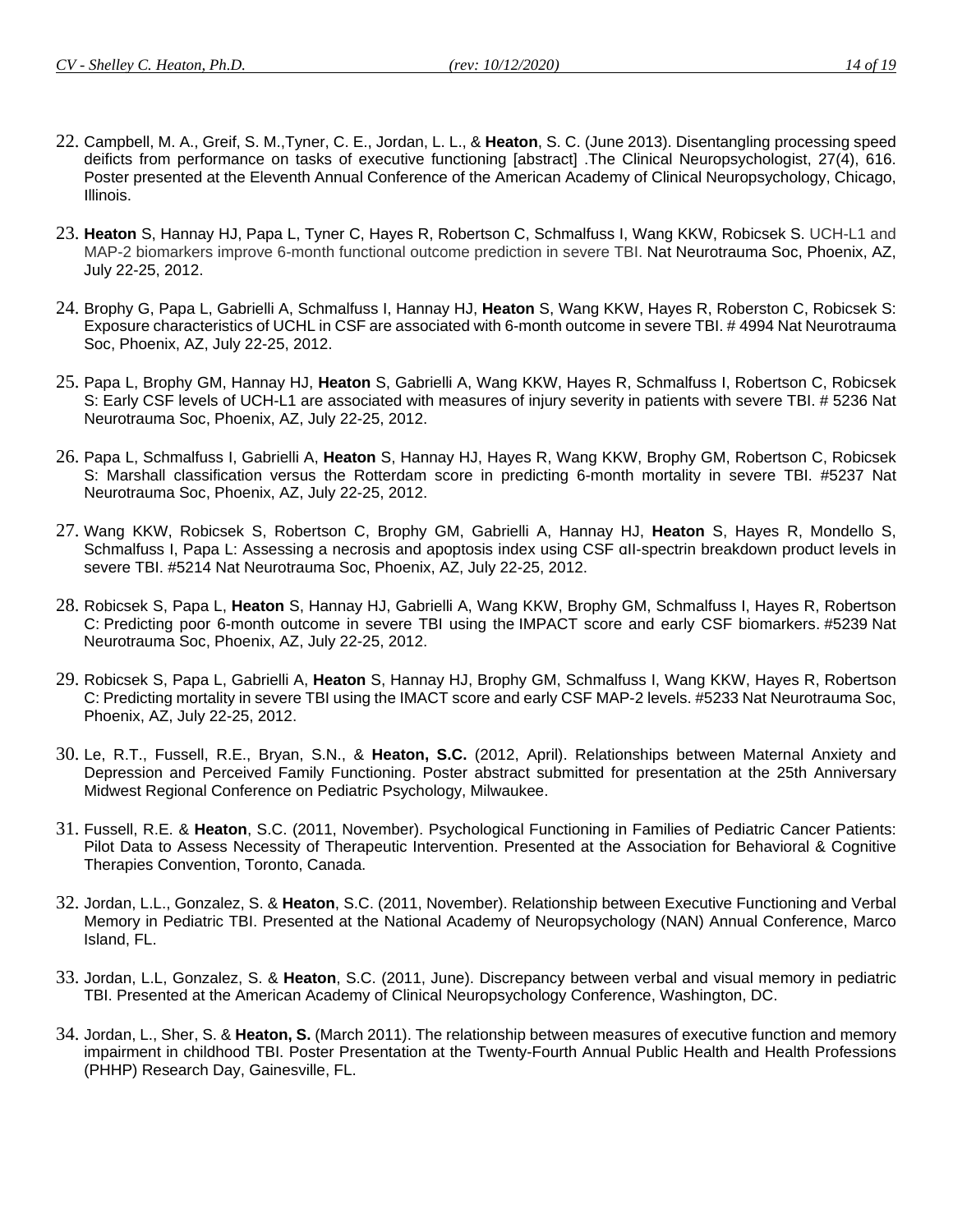22. Campbell, M. A., Greif, S. M.,Tyner, C. E., Jordan, L. L., & **Heaton**, S. C. (June 2013). Disentangling processing speed deificts from performance on tasks of executive functioning [abstract] .The Clinical Neuropsychologist, 27(4), 616. Poster presented at the Eleventh Annual Conference of the American Academy of Clinical Neuropsychology, Chicago, Illinois.

23. **Heaton** S, Hannay HJ, Papa L, Tyner C, Hayes R, Robertson C, Schmalfuss I, Wang KKW, Robicsek S. UCH-L1 and MAP-2 biomarkers improve 6-month functional outcome prediction in severe TBI. Nat Neurotrauma Soc, Phoenix, AZ, July 22-25, 2012.

24. Brophy G, Papa L, Gabrielli A, Schmalfuss I, Hannay HJ, **Heaton** S, Wang KKW, Hayes R, Roberston C, Robicsek S: Exposure characteristics of UCHL in CSF are associated with 6-month outcome in severe TBI. # 4994 Nat Neurotrauma Soc, Phoenix, AZ, July 22-25, 2012.

25. Papa L, Brophy GM, Hannay HJ, **Heaton** S, Gabrielli A, Wang KKW, Hayes R, Schmalfuss I, Robertson C, Robicsek S: Early CSF levels of UCH-L1 are associated with measures of injury severity in patients with severe TBI. # 5236 Nat Neurotrauma Soc, Phoenix, AZ, July 22-25, 2012.

26. Papa L, Schmalfuss I, Gabrielli A, **Heaton** S, Hannay HJ, Hayes R, Wang KKW, Brophy GM, Robertson C, Robicsek S: Marshall classification versus the Rotterdam score in predicting 6-month mortality in severe TBI. #5237 Nat Neurotrauma Soc, Phoenix, AZ, July 22-25, 2012.

27. Wang KKW, Robicsek S, Robertson C, Brophy GM, Gabrielli A, Hannay HJ, **Heaton** S, Hayes R, Mondello S, Schmalfuss I, Papa L: Assessing a necrosis and apoptosis index using CSF αII-spectrin breakdown product levels in severe TBI. #5214 Nat Neurotrauma Soc, Phoenix, AZ, July 22-25, 2012.

28. Robicsek S, Papa L, **Heaton** S, Hannay HJ, Gabrielli A, Wang KKW, Brophy GM, Schmalfuss I, Hayes R, Robertson C: Predicting poor 6-month outcome in severe TBI using the IMPACT score and early CSF biomarkers. #5239 Nat Neurotrauma Soc, Phoenix, AZ, July 22-25, 2012.

29. Robicsek S, Papa L, Gabrielli A, **Heaton** S, Hannay HJ, Brophy GM, Schmalfuss I, Wang KKW, Hayes R, Robertson C: Predicting mortality in severe TBI using the IMACT score and early CSF MAP-2 levels. #5233 Nat Neurotrauma Soc, Phoenix, AZ, July 22-25, 2012.

30. Le, R.T., Fussell, R.E., Bryan, S.N., & **Heaton, S.C.** (2012, April). Relationships between Maternal Anxiety and Depression and Perceived Family Functioning. Poster abstract submitted for presentation at the 25th Anniversary Midwest Regional Conference on Pediatric Psychology, Milwaukee.

31. Fussell, R.E. & **Heaton**, S.C. (2011, November). Psychological Functioning in Families of Pediatric Cancer Patients: Pilot Data to Assess Necessity of Therapeutic Intervention. Presented at the Association for Behavioral & Cognitive Therapies Convention, Toronto, Canada.

32. Jordan, L.L., Gonzalez, S. & **Heaton**, S.C. (2011, November). Relationship between Executive Functioning and Verbal Memory in Pediatric TBI. Presented at the National Academy of Neuropsychology (NAN) Annual Conference, Marco Island, FL.

33. Jordan, L.L, Gonzalez, S. & **Heaton**, S.C. (2011, June). Discrepancy between verbal and visual memory in pediatric TBI. Presented at the American Academy of Clinical Neuropsychology Conference, Washington, DC.

34. Jordan, L., Sher, S. & **Heaton, S.** (March 2011). The relationship between measures of executive function and memory impairment in childhood TBI. Poster Presentation at the Twenty-Fourth Annual Public Health and Health Professions (PHHP) Research Day, Gainesville, FL.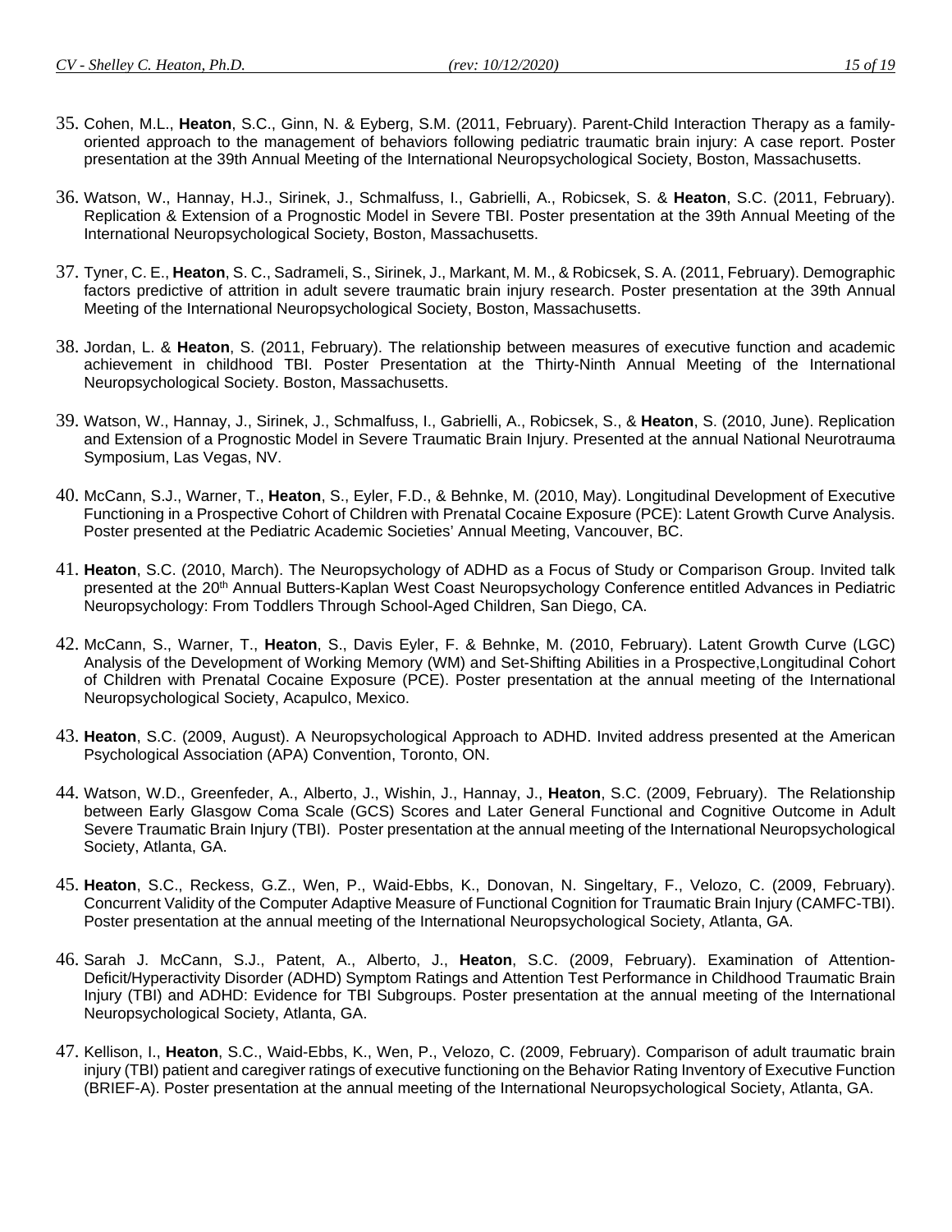35. Cohen, M.L., **Heaton**, S.C., Ginn, N. & Eyberg, S.M. (2011, February). Parent-Child Interaction Therapy as a family-oriented approach to the management of behaviors following pediatric traumatic brain injury: A case report. Poster presentation at the 39th Annual Meeting of the International Neuropsychological Society, Boston, Massachusetts.

36. Watson, W., Hannay, H.J., Sirinek, J., Schmalfuss, I., Gabrielli, A., Robicsek, S. & **Heaton**, S.C. (2011, February). Replication & Extension of a Prognostic Model in Severe TBI. Poster presentation at the 39th Annual Meeting of the International Neuropsychological Society, Boston, Massachusetts.

37. Tyner, C. E., **Heaton**, S. C., Sadrameli, S., Sirinek, J., Markant, M. M., & Robicsek, S. A. (2011, February). Demographic factors predictive of attrition in adult severe traumatic brain injury research. Poster presentation at the 39th Annual Meeting of the International Neuropsychological Society, Boston, Massachusetts.

38. Jordan, L. & **Heaton**, S. (2011, February). The relationship between measures of executive function and academic achievement in childhood TBI. Poster Presentation at the Thirty-Ninth Annual Meeting of the International Neuropsychological Society. Boston, Massachusetts.

39. Watson, W., Hannay, J., Sirinek, J., Schmalfuss, I., Gabrielli, A., Robicsek, S., & **Heaton**, S. (2010, June). Replication and Extension of a Prognostic Model in Severe Traumatic Brain Injury. Presented at the annual National Neurotrauma Symposium, Las Vegas, NV.

40. McCann, S.J., Warner, T., **Heaton**, S., Eyler, F.D., & Behnke, M. (2010, May). Longitudinal Development of Executive Functioning in a Prospective Cohort of Children with Prenatal Cocaine Exposure (PCE): Latent Growth Curve Analysis. Poster presented at the Pediatric Academic Societies' Annual Meeting, Vancouver, BC.

41. **Heaton**, S.C. (2010, March). The Neuropsychology of ADHD as a Focus of Study or Comparison Group. Invited talk presented at the 20th Annual Butters-Kaplan West Coast Neuropsychology Conference entitled Advances in Pediatric Neuropsychology: From Toddlers Through School-Aged Children, San Diego, CA.

42. McCann, S., Warner, T., **Heaton**, S., Davis Eyler, F. & Behnke, M. (2010, February). Latent Growth Curve (LGC) Analysis of the Development of Working Memory (WM) and Set-Shifting Abilities in a Prospective,Longitudinal Cohort of Children with Prenatal Cocaine Exposure (PCE). Poster presentation at the annual meeting of the International Neuropsychological Society, Acapulco, Mexico.

43. **Heaton**, S.C. (2009, August). A Neuropsychological Approach to ADHD. Invited address presented at the American Psychological Association (APA) Convention, Toronto, ON.

44. Watson, W.D., Greenfeder, A., Alberto, J., Wishin, J., Hannay, J., **Heaton**, S.C. (2009, February). The Relationship between Early Glasgow Coma Scale (GCS) Scores and Later General Functional and Cognitive Outcome in Adult Severe Traumatic Brain Injury (TBI). Poster presentation at the annual meeting of the International Neuropsychological Society, Atlanta, GA.

45. **Heaton**, S.C., Reckess, G.Z., Wen, P., Waid-Ebbs, K., Donovan, N. Singeltary, F., Velozo, C. (2009, February). Concurrent Validity of the Computer Adaptive Measure of Functional Cognition for Traumatic Brain Injury (CAMFC-TBI). Poster presentation at the annual meeting of the International Neuropsychological Society, Atlanta, GA.

46. Sarah J. McCann, S.J., Patent, A., Alberto, J., **Heaton**, S.C. (2009, February). Examination of Attention-Deficit/Hyperactivity Disorder (ADHD) Symptom Ratings and Attention Test Performance in Childhood Traumatic Brain Injury (TBI) and ADHD: Evidence for TBI Subgroups. Poster presentation at the annual meeting of the International Neuropsychological Society, Atlanta, GA.

47. Kellison, I., **Heaton**, S.C., Waid-Ebbs, K., Wen, P., Velozo, C. (2009, February). Comparison of adult traumatic brain injury (TBI) patient and caregiver ratings of executive functioning on the Behavior Rating Inventory of Executive Function (BRIEF-A). Poster presentation at the annual meeting of the International Neuropsychological Society, Atlanta, GA.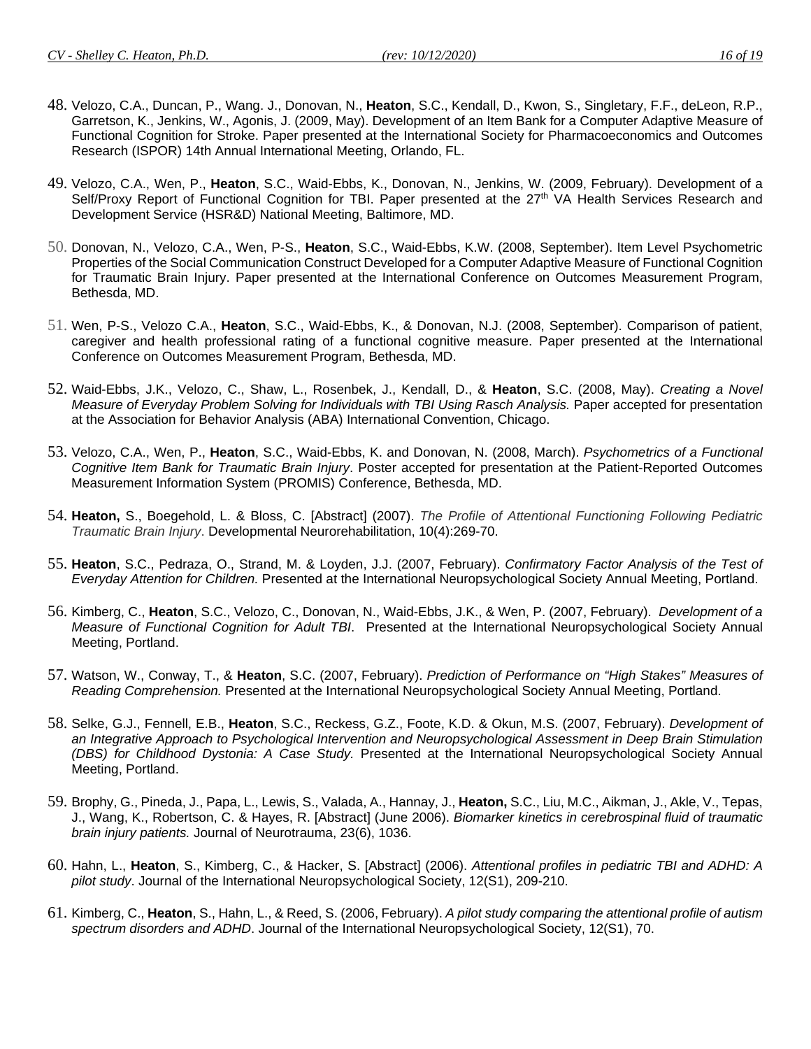48. Velozo, C.A., Duncan, P., Wang. J., Donovan, N., **Heaton**, S.C., Kendall, D., Kwon, S., Singletary, F.F., deLeon, R.P., Garretson, K., Jenkins, W., Agonis, J. (2009, May). Development of an Item Bank for a Computer Adaptive Measure of Functional Cognition for Stroke. Paper presented at the International Society for Pharmacoeconomics and Outcomes Research (ISPOR) 14th Annual International Meeting, Orlando, FL.

49. Velozo, C.A., Wen, P., **Heaton**, S.C., Waid-Ebbs, K., Donovan, N., Jenkins, W. (2009, February). Development of a Self/Proxy Report of Functional Cognition for TBI. Paper presented at the 27th VA Health Services Research and Development Service (HSR&D) National Meeting, Baltimore, MD.

50. Donovan, N., Velozo, C.A., Wen, P-S., **Heaton**, S.C., Waid-Ebbs, K.W. (2008, September). Item Level Psychometric Properties of the Social Communication Construct Developed for a Computer Adaptive Measure of Functional Cognition for Traumatic Brain Injury. Paper presented at the International Conference on Outcomes Measurement Program, Bethesda, MD.

51. Wen, P-S., Velozo C.A., **Heaton**, S.C., Waid-Ebbs, K., & Donovan, N.J. (2008, September). Comparison of patient, caregiver and health professional rating of a functional cognitive measure. Paper presented at the International Conference on Outcomes Measurement Program, Bethesda, MD.

52. Waid-Ebbs, J.K., Velozo, C., Shaw, L., Rosenbek, J., Kendall, D., & **Heaton**, S.C. (2008, May). *Creating a Novel Measure of Everyday Problem Solving for Individuals with TBI Using Rasch Analysis.* Paper accepted for presentation at the Association for Behavior Analysis (ABA) International Convention, Chicago.

53. Velozo, C.A., Wen, P., **Heaton**, S.C., Waid-Ebbs, K. and Donovan, N. (2008, March). *Psychometrics of a Functional Cognitive Item Bank for Traumatic Brain Injury*. Poster accepted for presentation at the Patient-Reported Outcomes Measurement Information System (PROMIS) Conference, Bethesda, MD.

54. **Heaton,** S., Boegehold, L. & Bloss, C. [Abstract] (2007). *The Profile of Attentional Functioning Following Pediatric Traumatic Brain Injury*. Developmental Neurorehabilitation, 10(4):269-70.

55. **Heaton**, S.C., Pedraza, O., Strand, M. & Loyden, J.J. (2007, February). *Confirmatory Factor Analysis of the Test of Everyday Attention for Children.* Presented at the International Neuropsychological Society Annual Meeting, Portland.

56. Kimberg, C., **Heaton**, S.C., Velozo, C., Donovan, N., Waid-Ebbs, J.K., & Wen, P. (2007, February). *Development of a Measure of Functional Cognition for Adult TBI*. Presented at the International Neuropsychological Society Annual Meeting, Portland.

57. Watson, W., Conway, T., & **Heaton**, S.C. (2007, February). *Prediction of Performance on "High Stakes" Measures of Reading Comprehension.* Presented at the International Neuropsychological Society Annual Meeting, Portland.

58. Selke, G.J., Fennell, E.B., **Heaton**, S.C., Reckess, G.Z., Foote, K.D. & Okun, M.S. (2007, February). *Development of an Integrative Approach to Psychological Intervention and Neuropsychological Assessment in Deep Brain Stimulation (DBS) for Childhood Dystonia: A Case Study.* Presented at the International Neuropsychological Society Annual Meeting, Portland.

59. Brophy, G., Pineda, J., Papa, L., Lewis, S., Valada, A., Hannay, J., **Heaton,** S.C., Liu, M.C., Aikman, J., Akle, V., Tepas, J., Wang, K., Robertson, C. & Hayes, R. [Abstract] (June 2006). *Biomarker kinetics in cerebrospinal fluid of traumatic brain injury patients.* Journal of Neurotrauma, 23(6), 1036.

60. Hahn, L., **Heaton**, S., Kimberg, C., & Hacker, S. [Abstract] (2006). *Attentional profiles in pediatric TBI and ADHD: A pilot study*. Journal of the International Neuropsychological Society, 12(S1), 209-210.

61. Kimberg, C., **Heaton**, S., Hahn, L., & Reed, S. (2006, February). *A pilot study comparing the attentional profile of autism spectrum disorders and ADHD*. Journal of the International Neuropsychological Society, 12(S1), 70.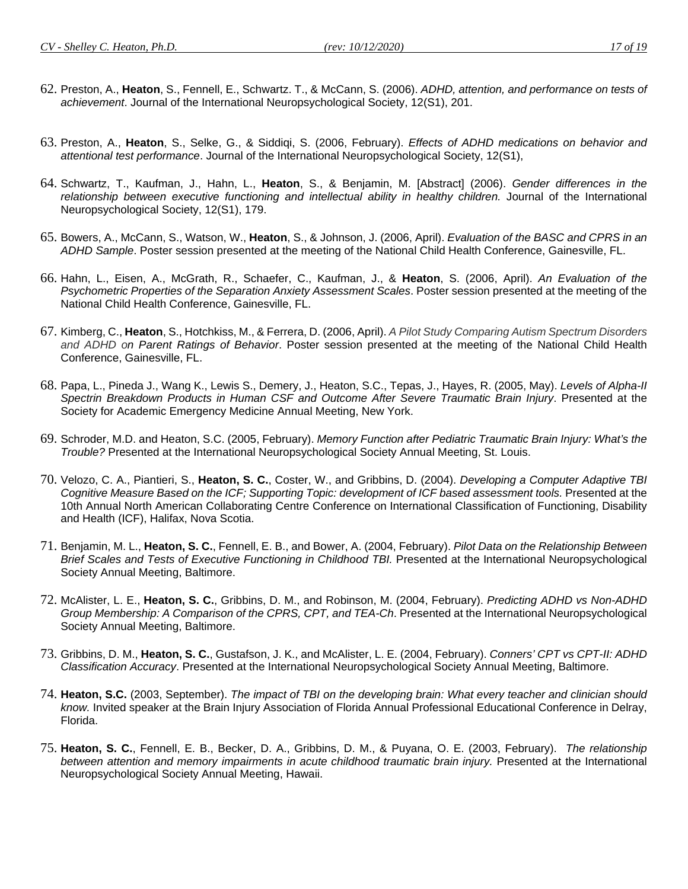62. Preston, A., **Heaton**, S., Fennell, E., Schwartz. T., & McCann, S. (2006). *ADHD, attention, and performance on tests of achievement*. Journal of the International Neuropsychological Society, 12(S1), 201.

63. Preston, A., **Heaton**, S., Selke, G., & Siddiqi, S. (2006, February). *Effects of ADHD medications on behavior and attentional test performance*. Journal of the International Neuropsychological Society, 12(S1),

64. Schwartz, T., Kaufman, J., Hahn, L., **Heaton**, S., & Benjamin, M. [Abstract] (2006). *Gender differences in the relationship between executive functioning and intellectual ability in healthy children.* Journal of the International Neuropsychological Society, 12(S1), 179.

65. Bowers, A., McCann, S., Watson, W., **Heaton**, S., & Johnson, J. (2006, April). *Evaluation of the BASC and CPRS in an ADHD Sample*. Poster session presented at the meeting of the National Child Health Conference, Gainesville, FL.

66. Hahn, L., Eisen, A., McGrath, R., Schaefer, C., Kaufman, J., & **Heaton**, S. (2006, April). *An Evaluation of the Psychometric Properties of the Separation Anxiety Assessment Scales*. Poster session presented at the meeting of the National Child Health Conference, Gainesville, FL.

67. Kimberg, C., **Heaton**, S., Hotchkiss, M., & Ferrera, D. (2006, April). *A Pilot Study Comparing Autism Spectrum Disorders and ADHD on Parent Ratings of Behavior*. Poster session presented at the meeting of the National Child Health Conference, Gainesville, FL.

68. Papa, L., Pineda J., Wang K., Lewis S., Demery, J., Heaton, S.C., Tepas, J., Hayes, R. (2005, May). *Levels of Alpha-II Spectrin Breakdown Products in Human CSF and Outcome After Severe Traumatic Brain Injury*. Presented at the Society for Academic Emergency Medicine Annual Meeting, New York.

69. Schroder, M.D. and Heaton, S.C. (2005, February). *Memory Function after Pediatric Traumatic Brain Injury: What's the Trouble?* Presented at the International Neuropsychological Society Annual Meeting, St. Louis.

70. Velozo, C. A., Piantieri, S., **Heaton, S. C.**, Coster, W., and Gribbins, D. (2004). *Developing a Computer Adaptive TBI Cognitive Measure Based on the ICF; Supporting Topic: development of ICF based assessment tools.* Presented at the 10th Annual North American Collaborating Centre Conference on International Classification of Functioning, Disability and Health (ICF), Halifax, Nova Scotia.

71. Benjamin, M. L., **Heaton, S. C.**, Fennell, E. B., and Bower, A. (2004, February). *Pilot Data on the Relationship Between Brief Scales and Tests of Executive Functioning in Childhood TBI.* Presented at the International Neuropsychological Society Annual Meeting, Baltimore.

72. McAlister, L. E., **Heaton, S. C.**, Gribbins, D. M., and Robinson, M. (2004, February). *Predicting ADHD vs Non-ADHD Group Membership: A Comparison of the CPRS, CPT, and TEA-Ch*. Presented at the International Neuropsychological Society Annual Meeting, Baltimore.

73. Gribbins, D. M., **Heaton, S. C.**, Gustafson, J. K., and McAlister, L. E. (2004, February). *Conners' CPT vs CPT-II: ADHD Classification Accuracy*. Presented at the International Neuropsychological Society Annual Meeting, Baltimore.

74. **Heaton, S.C.** (2003, September). *The impact of TBI on the developing brain: What every teacher and clinician should know.* Invited speaker at the Brain Injury Association of Florida Annual Professional Educational Conference in Delray, Florida.

75. **Heaton, S. C.**, Fennell, E. B., Becker, D. A., Gribbins, D. M., & Puyana, O. E. (2003, February). *The relationship between attention and memory impairments in acute childhood traumatic brain injury.* Presented at the International Neuropsychological Society Annual Meeting, Hawaii.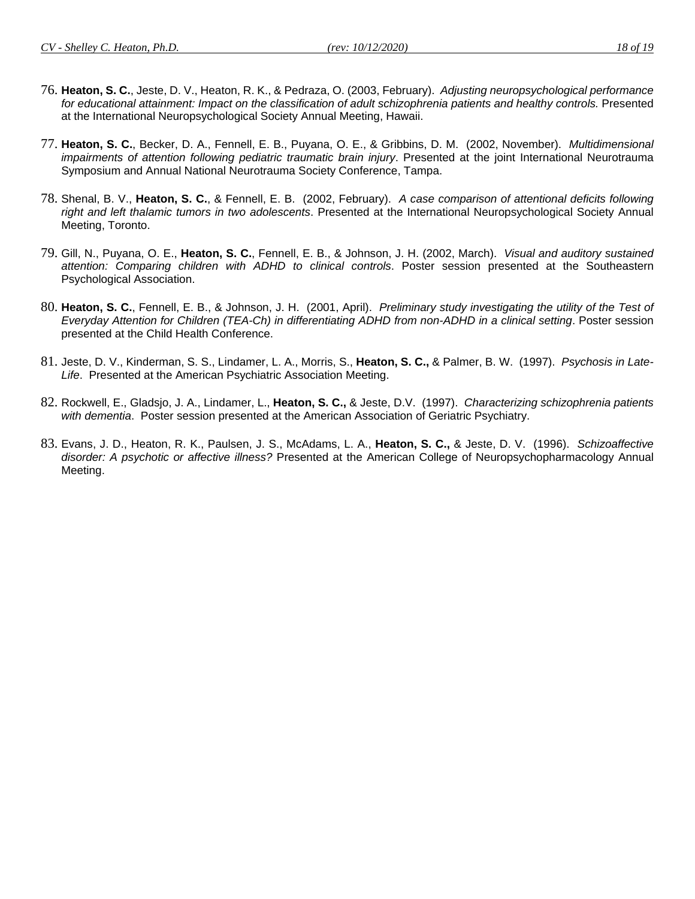76. **Heaton, S. C.**, Jeste, D. V., Heaton, R. K., & Pedraza, O. (2003, February). *Adjusting neuropsychological performance for educational attainment: Impact on the classification of adult schizophrenia patients and healthy controls.* Presented at the International Neuropsychological Society Annual Meeting, Hawaii.

77. **Heaton, S. C.**, Becker, D. A., Fennell, E. B., Puyana, O. E., & Gribbins, D. M. (2002, November). *Multidimensional impairments of attention following pediatric traumatic brain injury*. Presented at the joint International Neurotrauma Symposium and Annual National Neurotrauma Society Conference, Tampa.

78. Shenal, B. V., **Heaton, S. C.**, & Fennell, E. B. (2002, February). *A case comparison of attentional deficits following right and left thalamic tumors in two adolescents*. Presented at the International Neuropsychological Society Annual Meeting, Toronto.

79. Gill, N., Puyana, O. E., **Heaton, S. C.**, Fennell, E. B., & Johnson, J. H. (2002, March). *Visual and auditory sustained attention: Comparing children with ADHD to clinical controls*. Poster session presented at the Southeastern Psychological Association.

80. **Heaton, S. C.**, Fennell, E. B., & Johnson, J. H. (2001, April). *Preliminary study investigating the utility of the Test of Everyday Attention for Children (TEA-Ch) in differentiating ADHD from non-ADHD in a clinical setting*. Poster session presented at the Child Health Conference.

81. Jeste, D. V., Kinderman, S. S., Lindamer, L. A., Morris, S., **Heaton, S. C.,** & Palmer, B. W. (1997). *Psychosis in Late-Life*. Presented at the American Psychiatric Association Meeting.

82. Rockwell, E., Gladsjo, J. A., Lindamer, L., **Heaton, S. C.,** & Jeste, D.V. (1997). *Characterizing schizophrenia patients with dementia*. Poster session presented at the American Association of Geriatric Psychiatry.

83. Evans, J. D., Heaton, R. K., Paulsen, J. S., McAdams, L. A., **Heaton, S. C.,** & Jeste, D. V. (1996). *Schizoaffective disorder: A psychotic or affective illness?* Presented at the American College of Neuropsychopharmacology Annual Meeting.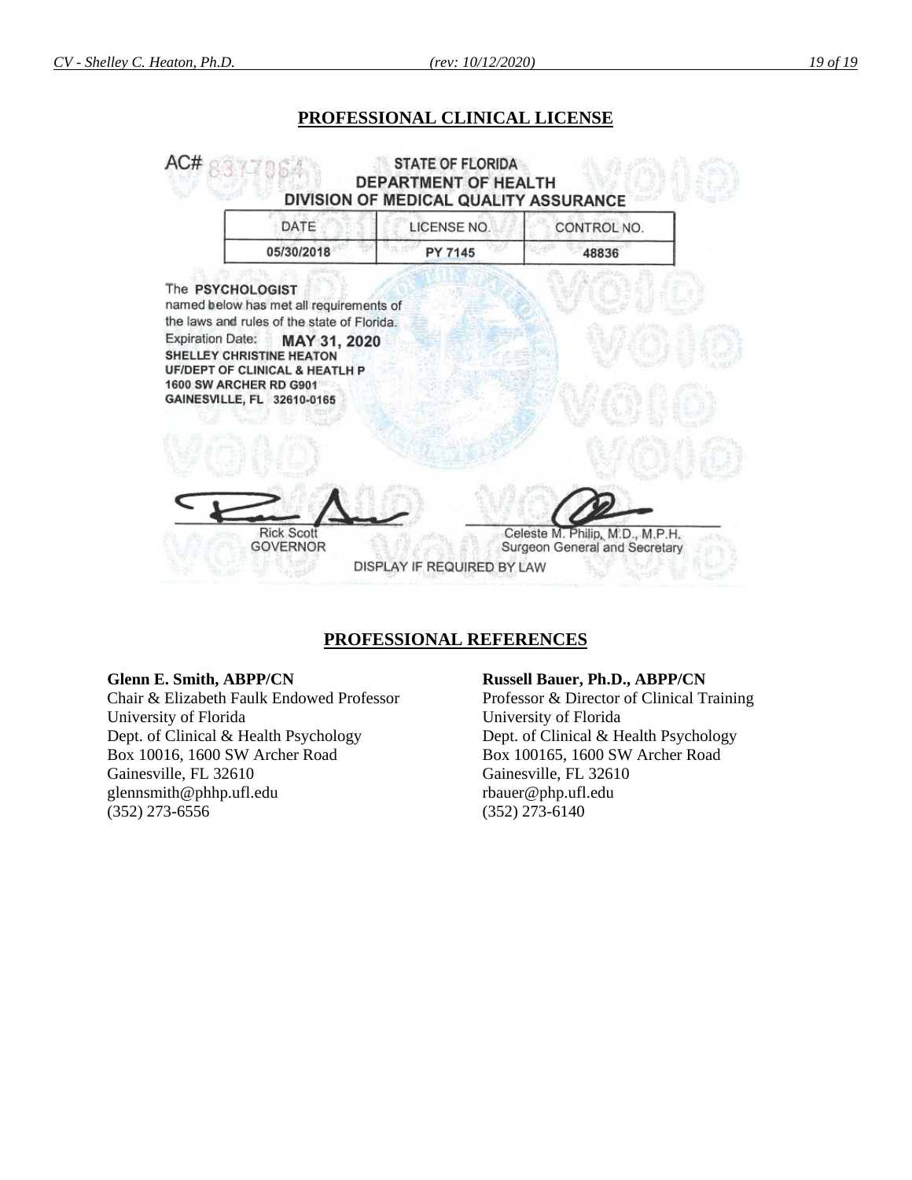## PROFESSIONAL CLINICAL LICENSE

AC# 8377064

STATE OF FLORIDA
DEPARTMENT OF HEALTH
DIVISION OF MEDICAL QUALITY ASSURANCE

| DATE | LICENSE NO. | CONTROL NO. |
| --- | --- | --- |
| 05/30/2018 | PY 7145 | 48836 |

The **PSYCHOLOGIST** named below has met all requirements of the laws and rules of the state of Florida.

Expiration Date: **MAY 31, 2020**

**SHELLEY CHRISTINE HEATON**
**UF/DEPT OF CLINICAL & HEATLH P**
**1600 SW ARCHER RD G901**
**GAINESVILLE, FL 32610-0165**

Rick Scott
GOVERNOR

Celeste M. Philip, M.D., M.P.H.
Surgeon General and Secretary

DISPLAY IF REQUIRED BY LAW

## PROFESSIONAL REFERENCES

**Glenn E. Smith, ABPP/CN**
Chair & Elizabeth Faulk Endowed Professor
University of Florida
Dept. of Clinical & Health Psychology
Box 10016, 1600 SW Archer Road
Gainesville, FL 32610
glennsmith@phhp.ufl.edu
(352) 273-6556

**Russell Bauer, Ph.D., ABPP/CN**
Professor & Director of Clinical Training
University of Florida
Dept. of Clinical & Health Psychology
Box 100165, 1600 SW Archer Road
Gainesville, FL 32610
rbauer@php.ufl.edu
(352) 273-6140